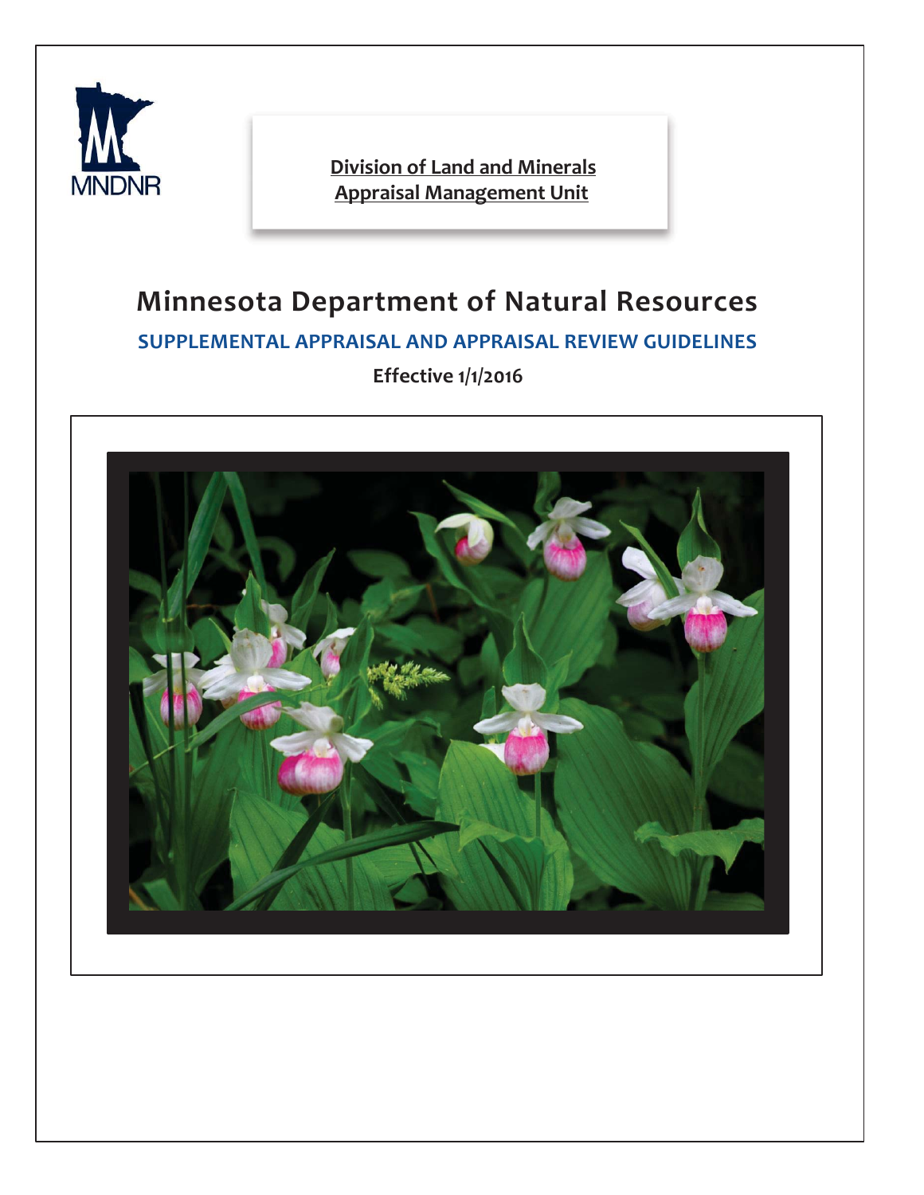MNDNR

**Division of Land and Minerals**
**Appraisal Management Unit**

# Minnesota Department of Natural Resources

## SUPPLEMENTAL APPRAISAL AND APPRAISAL REVIEW GUIDELINES

**Effective 1/1/2016**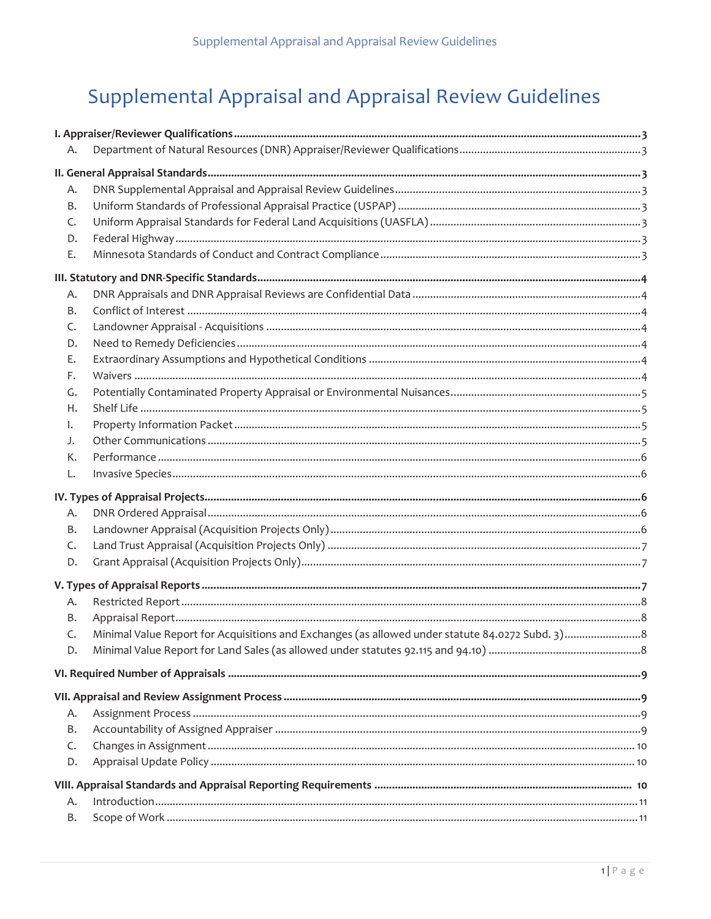# Supplemental Appraisal and Appraisal Review Guidelines

**I. Appraiser/Reviewer Qualifications** .......... 3

- A. Department of Natural Resources (DNR) Appraiser/Reviewer Qualifications .......... 3

**II. General Appraisal Standards** .......... 3

- A. DNR Supplemental Appraisal and Appraisal Review Guidelines .......... 3
- B. Uniform Standards of Professional Appraisal Practice (USPAP) .......... 3
- C. Uniform Appraisal Standards for Federal Land Acquisitions (UASFLA) .......... 3
- D. Federal Highway .......... 3
- E. Minnesota Standards of Conduct and Contract Compliance .......... 3

**III. Statutory and DNR-Specific Standards** .......... 4

- A. DNR Appraisals and DNR Appraisal Reviews are Confidential Data .......... 4
- B. Conflict of Interest .......... 4
- C. Landowner Appraisal - Acquisitions .......... 4
- D. Need to Remedy Deficiencies .......... 4
- E. Extraordinary Assumptions and Hypothetical Conditions .......... 4
- F. Waivers .......... 4
- G. Potentially Contaminated Property Appraisal or Environmental Nuisances .......... 5
- H. Shelf Life .......... 5
- I. Property Information Packet .......... 5
- J. Other Communications .......... 5
- K. Performance .......... 6
- L. Invasive Species .......... 6

**IV. Types of Appraisal Projects** .......... 6

- A. DNR Ordered Appraisal .......... 6
- B. Landowner Appraisal (Acquisition Projects Only) .......... 6
- C. Land Trust Appraisal (Acquisition Projects Only) .......... 7
- D. Grant Appraisal (Acquisition Projects Only) .......... 7

**V. Types of Appraisal Reports** .......... 7

- A. Restricted Report .......... 8
- B. Appraisal Report .......... 8
- C. Minimal Value Report for Acquisitions and Exchanges (as allowed under statute 84.0272 Subd. 3) .......... 8
- D. Minimal Value Report for Land Sales (as allowed under statutes 92.115 and 94.10) .......... 8

**VI. Required Number of Appraisals** .......... 9

**VII. Appraisal and Review Assignment Process** .......... 9

- A. Assignment Process .......... 9
- B. Accountability of Assigned Appraiser .......... 9
- C. Changes in Assignment .......... 10
- D. Appraisal Update Policy .......... 10

**VIII. Appraisal Standards and Appraisal Reporting Requirements** .......... 10

- A. Introduction .......... 11
- B. Scope of Work .......... 11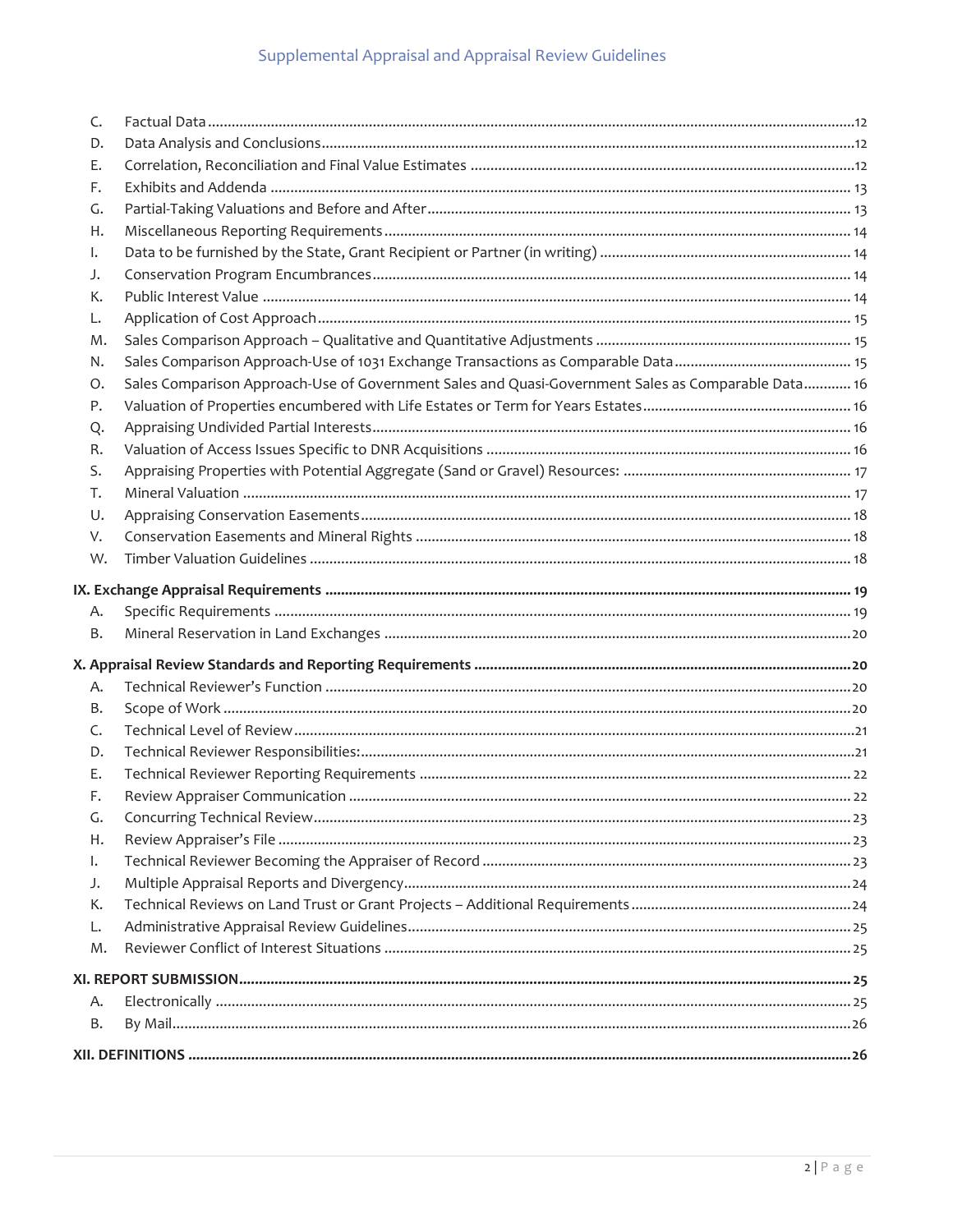C. Factual Data ....12
D. Data Analysis and Conclusions ....12
E. Correlation, Reconciliation and Final Value Estimates ....12
F. Exhibits and Addenda ....13
G. Partial-Taking Valuations and Before and After ....13
H. Miscellaneous Reporting Requirements ....14
I. Data to be furnished by the State, Grant Recipient or Partner (in writing) ....14
J. Conservation Program Encumbrances ....14
K. Public Interest Value ....14
L. Application of Cost Approach ....15
M. Sales Comparison Approach – Qualitative and Quantitative Adjustments ....15
N. Sales Comparison Approach-Use of 1031 Exchange Transactions as Comparable Data ....15
O. Sales Comparison Approach-Use of Government Sales and Quasi-Government Sales as Comparable Data ....16
P. Valuation of Properties encumbered with Life Estates or Term for Years Estates ....16
Q. Appraising Undivided Partial Interests ....16
R. Valuation of Access Issues Specific to DNR Acquisitions ....16
S. Appraising Properties with Potential Aggregate (Sand or Gravel) Resources: ....17
T. Mineral Valuation ....17
U. Appraising Conservation Easements ....18
V. Conservation Easements and Mineral Rights ....18
W. Timber Valuation Guidelines ....18

**IX. Exchange Appraisal Requirements ....19**

A. Specific Requirements ....19
B. Mineral Reservation in Land Exchanges ....20

**X. Appraisal Review Standards and Reporting Requirements ....20**

A. Technical Reviewer's Function ....20
B. Scope of Work ....20
C. Technical Level of Review ....21
D. Technical Reviewer Responsibilities: ....21
E. Technical Reviewer Reporting Requirements ....22
F. Review Appraiser Communication ....22
G. Concurring Technical Review ....23
H. Review Appraiser's File ....23
I. Technical Reviewer Becoming the Appraiser of Record ....23
J. Multiple Appraisal Reports and Divergency ....24
K. Technical Reviews on Land Trust or Grant Projects – Additional Requirements ....24
L. Administrative Appraisal Review Guidelines ....25
M. Reviewer Conflict of Interest Situations ....25

**XI. REPORT SUBMISSION ....25**

A. Electronically ....25
B. By Mail ....26

**XII. DEFINITIONS ....26**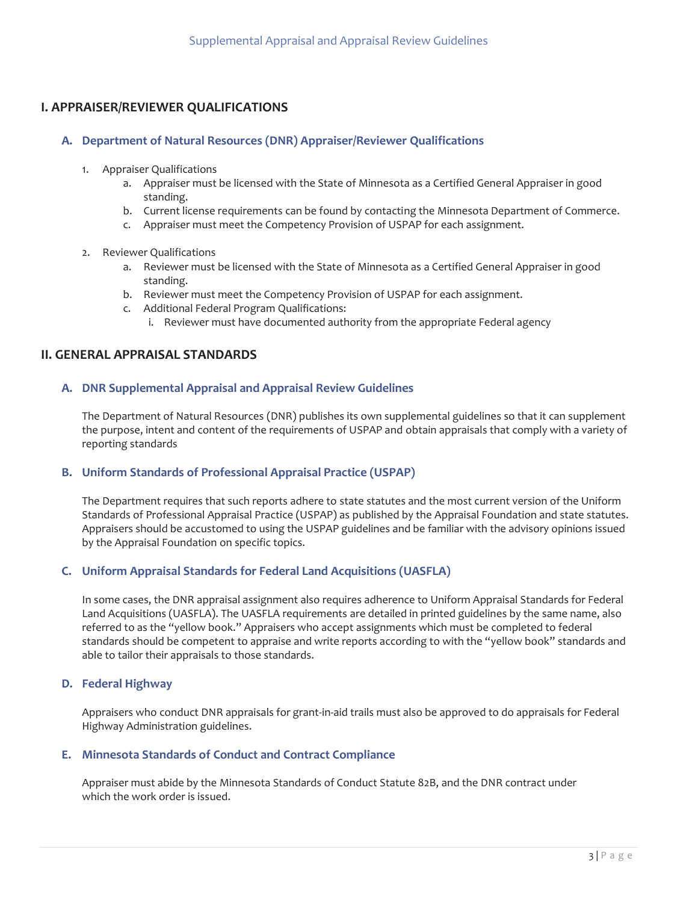## I. APPRAISER/REVIEWER QUALIFICATIONS

### A. Department of Natural Resources (DNR) Appraiser/Reviewer Qualifications

1. Appraiser Qualifications
   a. Appraiser must be licensed with the State of Minnesota as a Certified General Appraiser in good standing.
   b. Current license requirements can be found by contacting the Minnesota Department of Commerce.
   c. Appraiser must meet the Competency Provision of USPAP for each assignment.

2. Reviewer Qualifications
   a. Reviewer must be licensed with the State of Minnesota as a Certified General Appraiser in good standing.
   b. Reviewer must meet the Competency Provision of USPAP for each assignment.
   c. Additional Federal Program Qualifications:
      i. Reviewer must have documented authority from the appropriate Federal agency

## II. GENERAL APPRAISAL STANDARDS

### A. DNR Supplemental Appraisal and Appraisal Review Guidelines

The Department of Natural Resources (DNR) publishes its own supplemental guidelines so that it can supplement the purpose, intent and content of the requirements of USPAP and obtain appraisals that comply with a variety of reporting standards

### B. Uniform Standards of Professional Appraisal Practice (USPAP)

The Department requires that such reports adhere to state statutes and the most current version of the Uniform Standards of Professional Appraisal Practice (USPAP) as published by the Appraisal Foundation and state statutes. Appraisers should be accustomed to using the USPAP guidelines and be familiar with the advisory opinions issued by the Appraisal Foundation on specific topics.

### C. Uniform Appraisal Standards for Federal Land Acquisitions (UASFLA)

In some cases, the DNR appraisal assignment also requires adherence to Uniform Appraisal Standards for Federal Land Acquisitions (UASFLA). The UASFLA requirements are detailed in printed guidelines by the same name, also referred to as the "yellow book." Appraisers who accept assignments which must be completed to federal standards should be competent to appraise and write reports according to with the "yellow book" standards and able to tailor their appraisals to those standards.

### D. Federal Highway

Appraisers who conduct DNR appraisals for grant-in-aid trails must also be approved to do appraisals for Federal Highway Administration guidelines.

### E. Minnesota Standards of Conduct and Contract Compliance

Appraiser must abide by the Minnesota Standards of Conduct Statute 82B, and the DNR contract under which the work order is issued.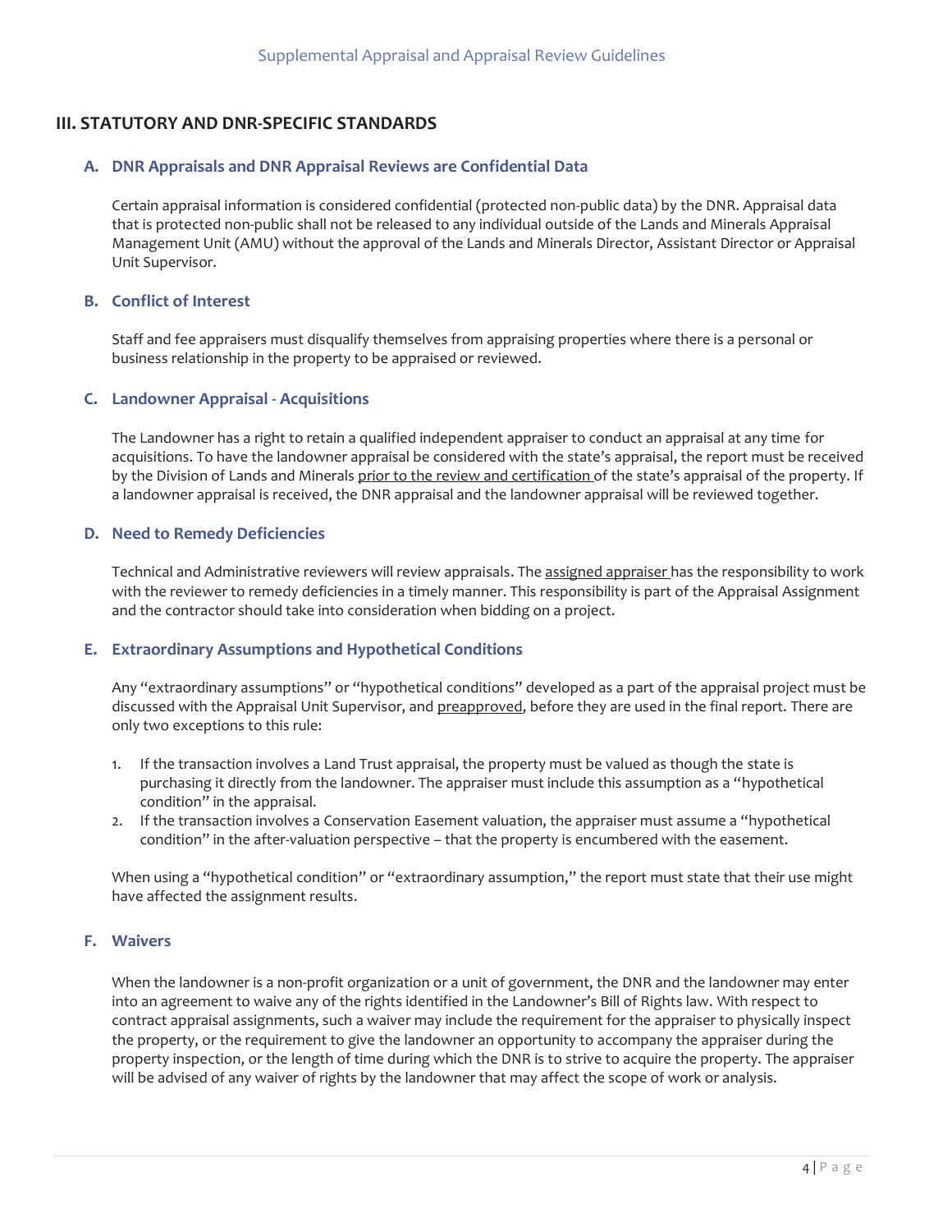## III. STATUTORY AND DNR-SPECIFIC STANDARDS

### A. DNR Appraisals and DNR Appraisal Reviews are Confidential Data

Certain appraisal information is considered confidential (protected non-public data) by the DNR. Appraisal data that is protected non-public shall not be released to any individual outside of the Lands and Minerals Appraisal Management Unit (AMU) without the approval of the Lands and Minerals Director, Assistant Director or Appraisal Unit Supervisor.

### B. Conflict of Interest

Staff and fee appraisers must disqualify themselves from appraising properties where there is a personal or business relationship in the property to be appraised or reviewed.

### C. Landowner Appraisal - Acquisitions

The Landowner has a right to retain a qualified independent appraiser to conduct an appraisal at any time for acquisitions. To have the landowner appraisal be considered with the state's appraisal, the report must be received by the Division of Lands and Minerals <u>prior to the review and certification</u> of the state's appraisal of the property. If a landowner appraisal is received, the DNR appraisal and the landowner appraisal will be reviewed together.

### D. Need to Remedy Deficiencies

Technical and Administrative reviewers will review appraisals. The <u>assigned appraiser</u> has the responsibility to work with the reviewer to remedy deficiencies in a timely manner. This responsibility is part of the Appraisal Assignment and the contractor should take into consideration when bidding on a project.

### E. Extraordinary Assumptions and Hypothetical Conditions

Any "extraordinary assumptions" or "hypothetical conditions" developed as a part of the appraisal project must be discussed with the Appraisal Unit Supervisor, and <u>preapproved</u>, before they are used in the final report. There are only two exceptions to this rule:

1. If the transaction involves a Land Trust appraisal, the property must be valued as though the state is purchasing it directly from the landowner. The appraiser must include this assumption as a "hypothetical condition" in the appraisal.
2. If the transaction involves a Conservation Easement valuation, the appraiser must assume a "hypothetical condition" in the after-valuation perspective – that the property is encumbered with the easement.

When using a "hypothetical condition" or "extraordinary assumption," the report must state that their use might have affected the assignment results.

### F. Waivers

When the landowner is a non-profit organization or a unit of government, the DNR and the landowner may enter into an agreement to waive any of the rights identified in the Landowner's Bill of Rights law. With respect to contract appraisal assignments, such a waiver may include the requirement for the appraiser to physically inspect the property, or the requirement to give the landowner an opportunity to accompany the appraiser during the property inspection, or the length of time during which the DNR is to strive to acquire the property. The appraiser will be advised of any waiver of rights by the landowner that may affect the scope of work or analysis.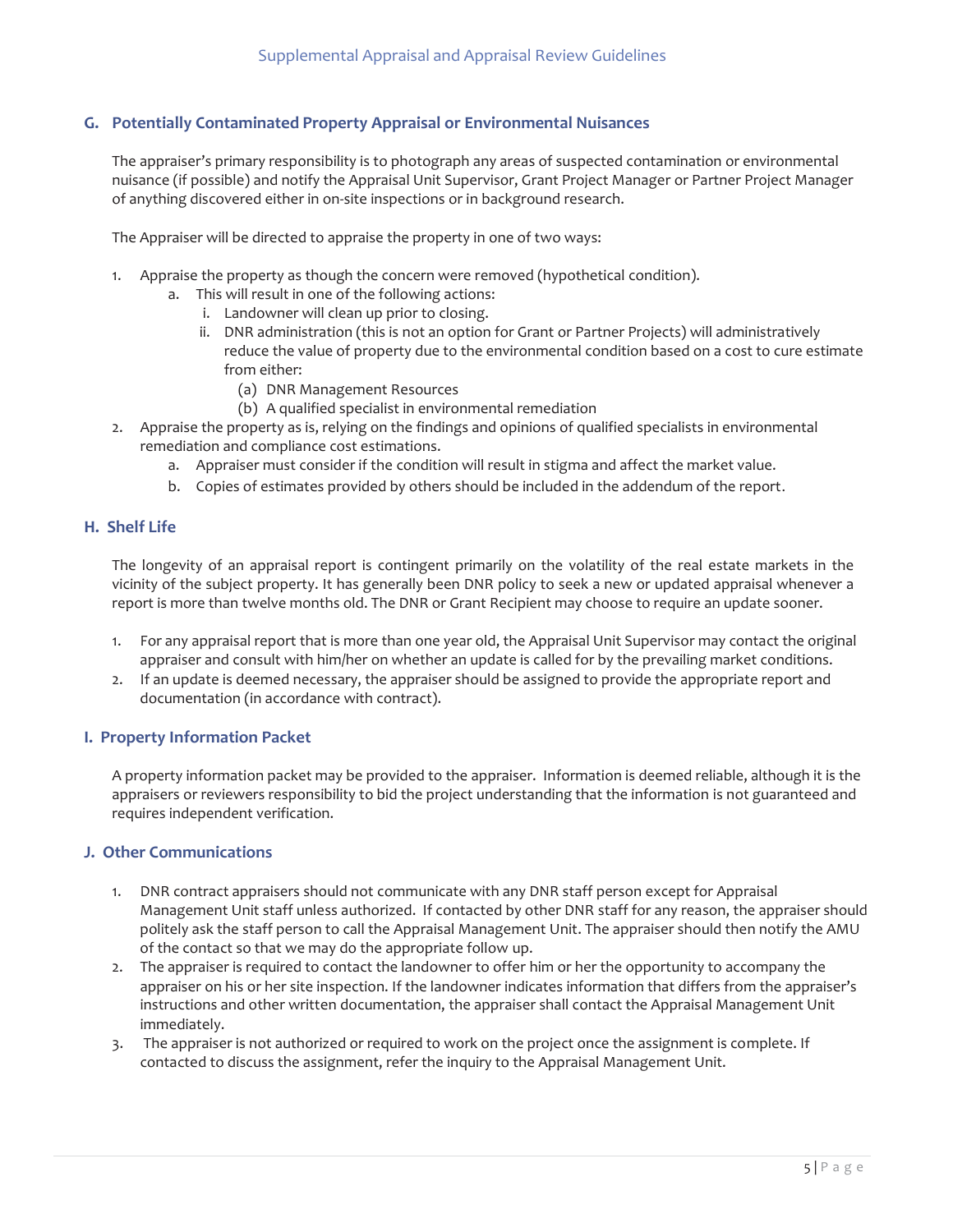## G. Potentially Contaminated Property Appraisal or Environmental Nuisances

The appraiser's primary responsibility is to photograph any areas of suspected contamination or environmental nuisance (if possible) and notify the Appraisal Unit Supervisor, Grant Project Manager or Partner Project Manager of anything discovered either in on-site inspections or in background research.

The Appraiser will be directed to appraise the property in one of two ways:

1. Appraise the property as though the concern were removed (hypothetical condition).
   a. This will result in one of the following actions:
      i. Landowner will clean up prior to closing.
      ii. DNR administration (this is not an option for Grant or Partner Projects) will administratively reduce the value of property due to the environmental condition based on a cost to cure estimate from either:
         (a) DNR Management Resources
         (b) A qualified specialist in environmental remediation
2. Appraise the property as is, relying on the findings and opinions of qualified specialists in environmental remediation and compliance cost estimations.
   a. Appraiser must consider if the condition will result in stigma and affect the market value.
   b. Copies of estimates provided by others should be included in the addendum of the report.

## H. Shelf Life

The longevity of an appraisal report is contingent primarily on the volatility of the real estate markets in the vicinity of the subject property. It has generally been DNR policy to seek a new or updated appraisal whenever a report is more than twelve months old. The DNR or Grant Recipient may choose to require an update sooner.

1. For any appraisal report that is more than one year old, the Appraisal Unit Supervisor may contact the original appraiser and consult with him/her on whether an update is called for by the prevailing market conditions.
2. If an update is deemed necessary, the appraiser should be assigned to provide the appropriate report and documentation (in accordance with contract).

## I. Property Information Packet

A property information packet may be provided to the appraiser. Information is deemed reliable, although it is the appraisers or reviewers responsibility to bid the project understanding that the information is not guaranteed and requires independent verification.

## J. Other Communications

1. DNR contract appraisers should not communicate with any DNR staff person except for Appraisal Management Unit staff unless authorized. If contacted by other DNR staff for any reason, the appraiser should politely ask the staff person to call the Appraisal Management Unit. The appraiser should then notify the AMU of the contact so that we may do the appropriate follow up.
2. The appraiser is required to contact the landowner to offer him or her the opportunity to accompany the appraiser on his or her site inspection. If the landowner indicates information that differs from the appraiser's instructions and other written documentation, the appraiser shall contact the Appraisal Management Unit immediately.
3. The appraiser is not authorized or required to work on the project once the assignment is complete. If contacted to discuss the assignment, refer the inquiry to the Appraisal Management Unit.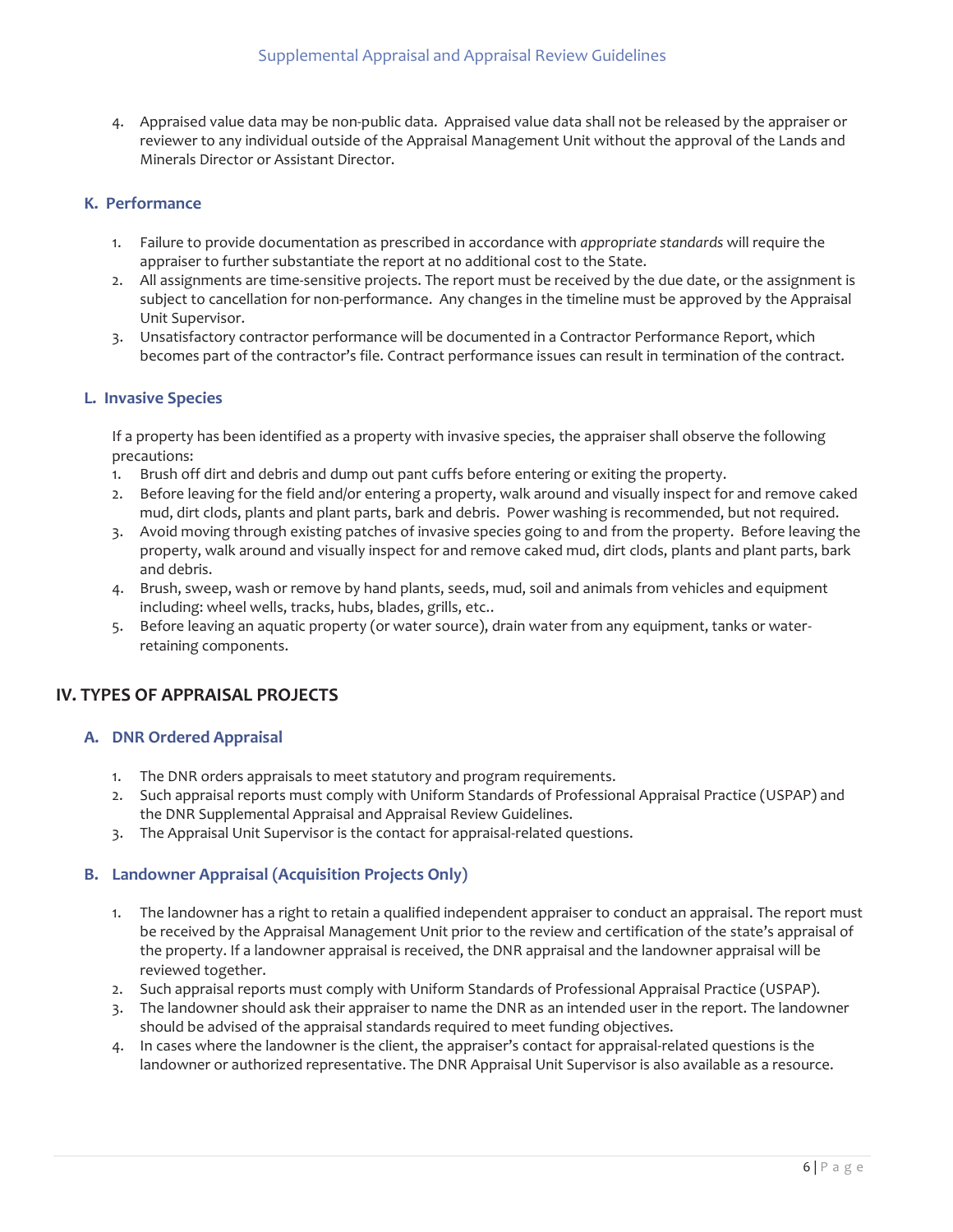4. Appraised value data may be non-public data. Appraised value data shall not be released by the appraiser or reviewer to any individual outside of the Appraisal Management Unit without the approval of the Lands and Minerals Director or Assistant Director.

### K. Performance

1. Failure to provide documentation as prescribed in accordance with *appropriate standards* will require the appraiser to further substantiate the report at no additional cost to the State.
2. All assignments are time-sensitive projects. The report must be received by the due date, or the assignment is subject to cancellation for non-performance. Any changes in the timeline must be approved by the Appraisal Unit Supervisor.
3. Unsatisfactory contractor performance will be documented in a Contractor Performance Report, which becomes part of the contractor's file. Contract performance issues can result in termination of the contract.

### L. Invasive Species

If a property has been identified as a property with invasive species, the appraiser shall observe the following precautions:

1. Brush off dirt and debris and dump out pant cuffs before entering or exiting the property.
2. Before leaving for the field and/or entering a property, walk around and visually inspect for and remove caked mud, dirt clods, plants and plant parts, bark and debris. Power washing is recommended, but not required.
3. Avoid moving through existing patches of invasive species going to and from the property. Before leaving the property, walk around and visually inspect for and remove caked mud, dirt clods, plants and plant parts, bark and debris.
4. Brush, sweep, wash or remove by hand plants, seeds, mud, soil and animals from vehicles and equipment including: wheel wells, tracks, hubs, blades, grills, etc..
5. Before leaving an aquatic property (or water source), drain water from any equipment, tanks or water-retaining components.

## IV. TYPES OF APPRAISAL PROJECTS

### A. DNR Ordered Appraisal

1. The DNR orders appraisals to meet statutory and program requirements.
2. Such appraisal reports must comply with Uniform Standards of Professional Appraisal Practice (USPAP) and the DNR Supplemental Appraisal and Appraisal Review Guidelines.
3. The Appraisal Unit Supervisor is the contact for appraisal-related questions.

### B. Landowner Appraisal (Acquisition Projects Only)

1. The landowner has a right to retain a qualified independent appraiser to conduct an appraisal. The report must be received by the Appraisal Management Unit prior to the review and certification of the state's appraisal of the property. If a landowner appraisal is received, the DNR appraisal and the landowner appraisal will be reviewed together.
2. Such appraisal reports must comply with Uniform Standards of Professional Appraisal Practice (USPAP).
3. The landowner should ask their appraiser to name the DNR as an intended user in the report. The landowner should be advised of the appraisal standards required to meet funding objectives.
4. In cases where the landowner is the client, the appraiser's contact for appraisal-related questions is the landowner or authorized representative. The DNR Appraisal Unit Supervisor is also available as a resource.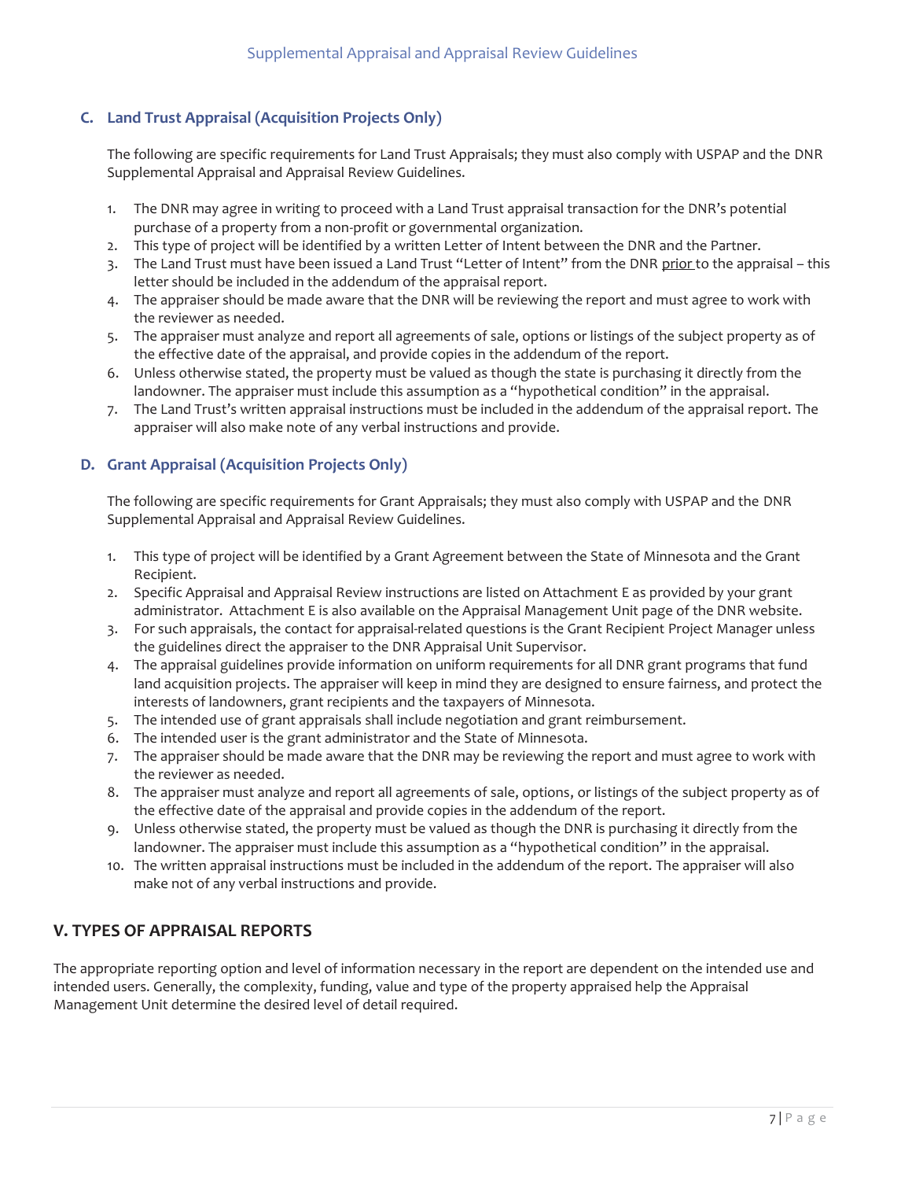### C. Land Trust Appraisal (Acquisition Projects Only)

The following are specific requirements for Land Trust Appraisals; they must also comply with USPAP and the DNR Supplemental Appraisal and Appraisal Review Guidelines.

1. The DNR may agree in writing to proceed with a Land Trust appraisal transaction for the DNR's potential purchase of a property from a non-profit or governmental organization.
2. This type of project will be identified by a written Letter of Intent between the DNR and the Partner.
3. The Land Trust must have been issued a Land Trust "Letter of Intent" from the DNR prior to the appraisal – this letter should be included in the addendum of the appraisal report.
4. The appraiser should be made aware that the DNR will be reviewing the report and must agree to work with the reviewer as needed.
5. The appraiser must analyze and report all agreements of sale, options or listings of the subject property as of the effective date of the appraisal, and provide copies in the addendum of the report.
6. Unless otherwise stated, the property must be valued as though the state is purchasing it directly from the landowner. The appraiser must include this assumption as a "hypothetical condition" in the appraisal.
7. The Land Trust's written appraisal instructions must be included in the addendum of the appraisal report. The appraiser will also make note of any verbal instructions and provide.

### D. Grant Appraisal (Acquisition Projects Only)

The following are specific requirements for Grant Appraisals; they must also comply with USPAP and the DNR Supplemental Appraisal and Appraisal Review Guidelines.

1. This type of project will be identified by a Grant Agreement between the State of Minnesota and the Grant Recipient.
2. Specific Appraisal and Appraisal Review instructions are listed on Attachment E as provided by your grant administrator. Attachment E is also available on the Appraisal Management Unit page of the DNR website.
3. For such appraisals, the contact for appraisal-related questions is the Grant Recipient Project Manager unless the guidelines direct the appraiser to the DNR Appraisal Unit Supervisor.
4. The appraisal guidelines provide information on uniform requirements for all DNR grant programs that fund land acquisition projects. The appraiser will keep in mind they are designed to ensure fairness, and protect the interests of landowners, grant recipients and the taxpayers of Minnesota.
5. The intended use of grant appraisals shall include negotiation and grant reimbursement.
6. The intended user is the grant administrator and the State of Minnesota.
7. The appraiser should be made aware that the DNR may be reviewing the report and must agree to work with the reviewer as needed.
8. The appraiser must analyze and report all agreements of sale, options, or listings of the subject property as of the effective date of the appraisal and provide copies in the addendum of the report.
9. Unless otherwise stated, the property must be valued as though the DNR is purchasing it directly from the landowner. The appraiser must include this assumption as a "hypothetical condition" in the appraisal.
10. The written appraisal instructions must be included in the addendum of the report. The appraiser will also make not of any verbal instructions and provide.

## V. TYPES OF APPRAISAL REPORTS

The appropriate reporting option and level of information necessary in the report are dependent on the intended use and intended users. Generally, the complexity, funding, value and type of the property appraised help the Appraisal Management Unit determine the desired level of detail required.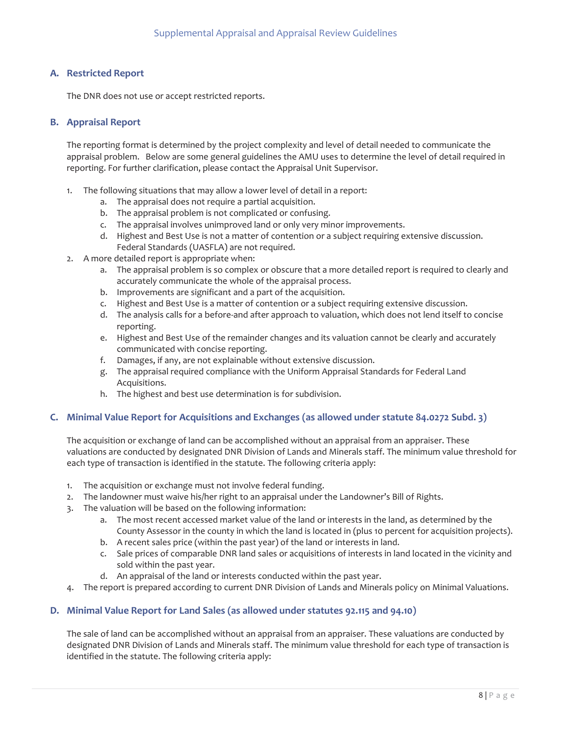### A. Restricted Report

The DNR does not use or accept restricted reports.

### B. Appraisal Report

The reporting format is determined by the project complexity and level of detail needed to communicate the appraisal problem. Below are some general guidelines the AMU uses to determine the level of detail required in reporting. For further clarification, please contact the Appraisal Unit Supervisor.

1. The following situations that may allow a lower level of detail in a report:
   a. The appraisal does not require a partial acquisition.
   b. The appraisal problem is not complicated or confusing.
   c. The appraisal involves unimproved land or only very minor improvements.
   d. Highest and Best Use is not a matter of contention or a subject requiring extensive discussion. Federal Standards (UASFLA) are not required.
2. A more detailed report is appropriate when:
   a. The appraisal problem is so complex or obscure that a more detailed report is required to clearly and accurately communicate the whole of the appraisal process.
   b. Improvements are significant and a part of the acquisition.
   c. Highest and Best Use is a matter of contention or a subject requiring extensive discussion.
   d. The analysis calls for a before-and after approach to valuation, which does not lend itself to concise reporting.
   e. Highest and Best Use of the remainder changes and its valuation cannot be clearly and accurately communicated with concise reporting.
   f. Damages, if any, are not explainable without extensive discussion.
   g. The appraisal required compliance with the Uniform Appraisal Standards for Federal Land Acquisitions.
   h. The highest and best use determination is for subdivision.

### C. Minimal Value Report for Acquisitions and Exchanges (as allowed under statute 84.0272 Subd. 3)

The acquisition or exchange of land can be accomplished without an appraisal from an appraiser. These valuations are conducted by designated DNR Division of Lands and Minerals staff. The minimum value threshold for each type of transaction is identified in the statute. The following criteria apply:

1. The acquisition or exchange must not involve federal funding.
2. The landowner must waive his/her right to an appraisal under the Landowner's Bill of Rights.
3. The valuation will be based on the following information:
   a. The most recent accessed market value of the land or interests in the land, as determined by the County Assessor in the county in which the land is located in (plus 10 percent for acquisition projects).
   b. A recent sales price (within the past year) of the land or interests in land.
   c. Sale prices of comparable DNR land sales or acquisitions of interests in land located in the vicinity and sold within the past year.
   d. An appraisal of the land or interests conducted within the past year.
4. The report is prepared according to current DNR Division of Lands and Minerals policy on Minimal Valuations.

### D. Minimal Value Report for Land Sales (as allowed under statutes 92.115 and 94.10)

The sale of land can be accomplished without an appraisal from an appraiser. These valuations are conducted by designated DNR Division of Lands and Minerals staff. The minimum value threshold for each type of transaction is identified in the statute. The following criteria apply: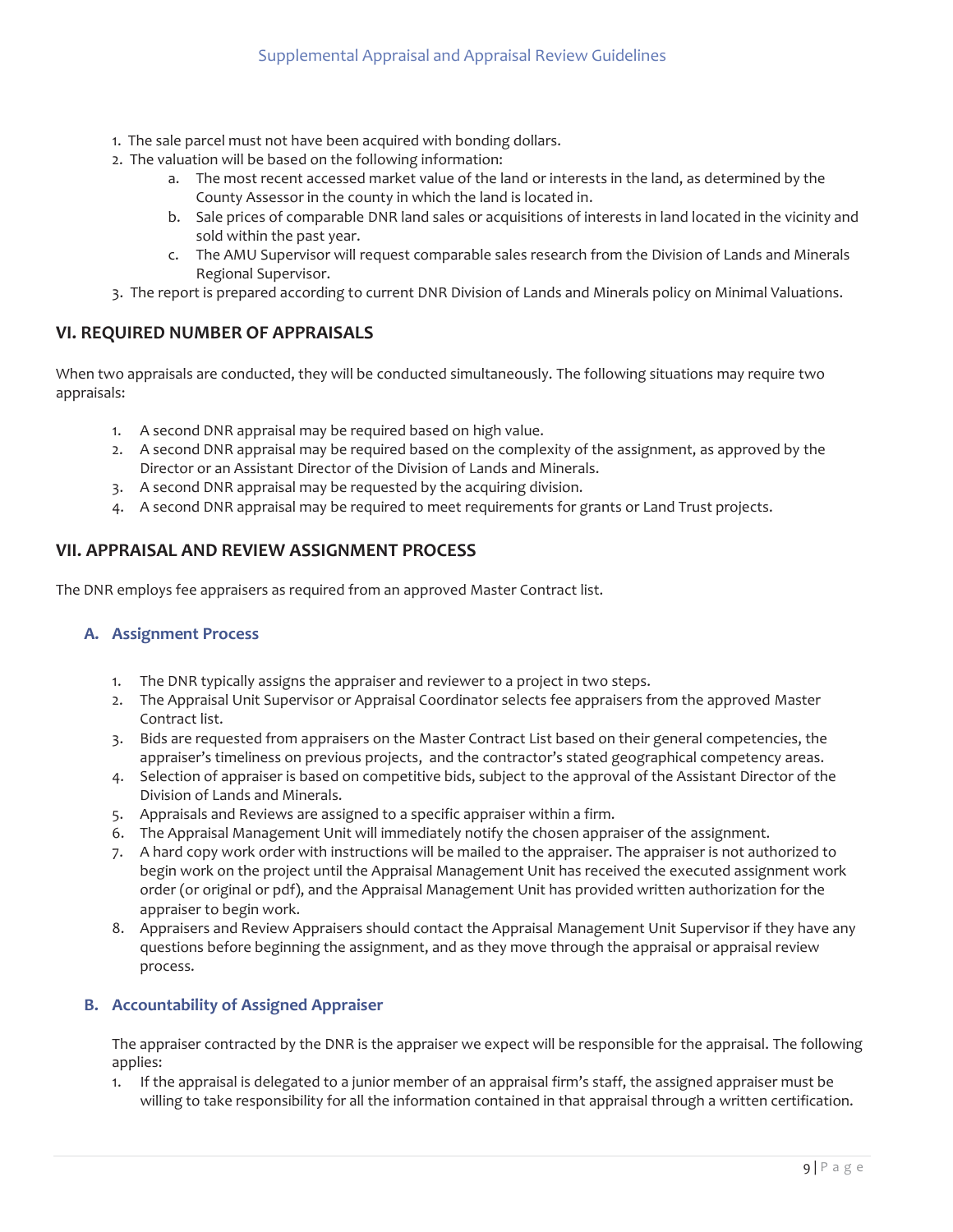1. The sale parcel must not have been acquired with bonding dollars.
2. The valuation will be based on the following information:
    a. The most recent accessed market value of the land or interests in the land, as determined by the County Assessor in the county in which the land is located in.
    b. Sale prices of comparable DNR land sales or acquisitions of interests in land located in the vicinity and sold within the past year.
    c. The AMU Supervisor will request comparable sales research from the Division of Lands and Minerals Regional Supervisor.
3. The report is prepared according to current DNR Division of Lands and Minerals policy on Minimal Valuations.

## VI. REQUIRED NUMBER OF APPRAISALS

When two appraisals are conducted, they will be conducted simultaneously. The following situations may require two appraisals:

1. A second DNR appraisal may be required based on high value.
2. A second DNR appraisal may be required based on the complexity of the assignment, as approved by the Director or an Assistant Director of the Division of Lands and Minerals.
3. A second DNR appraisal may be requested by the acquiring division.
4. A second DNR appraisal may be required to meet requirements for grants or Land Trust projects.

## VII. APPRAISAL AND REVIEW ASSIGNMENT PROCESS

The DNR employs fee appraisers as required from an approved Master Contract list.

### A. Assignment Process

1. The DNR typically assigns the appraiser and reviewer to a project in two steps.
2. The Appraisal Unit Supervisor or Appraisal Coordinator selects fee appraisers from the approved Master Contract list.
3. Bids are requested from appraisers on the Master Contract List based on their general competencies, the appraiser's timeliness on previous projects, and the contractor's stated geographical competency areas.
4. Selection of appraiser is based on competitive bids, subject to the approval of the Assistant Director of the Division of Lands and Minerals.
5. Appraisals and Reviews are assigned to a specific appraiser within a firm.
6. The Appraisal Management Unit will immediately notify the chosen appraiser of the assignment.
7. A hard copy work order with instructions will be mailed to the appraiser. The appraiser is not authorized to begin work on the project until the Appraisal Management Unit has received the executed assignment work order (or original or pdf), and the Appraisal Management Unit has provided written authorization for the appraiser to begin work.
8. Appraisers and Review Appraisers should contact the Appraisal Management Unit Supervisor if they have any questions before beginning the assignment, and as they move through the appraisal or appraisal review process.

### B. Accountability of Assigned Appraiser

The appraiser contracted by the DNR is the appraiser we expect will be responsible for the appraisal. The following applies:

1. If the appraisal is delegated to a junior member of an appraisal firm's staff, the assigned appraiser must be willing to take responsibility for all the information contained in that appraisal through a written certification.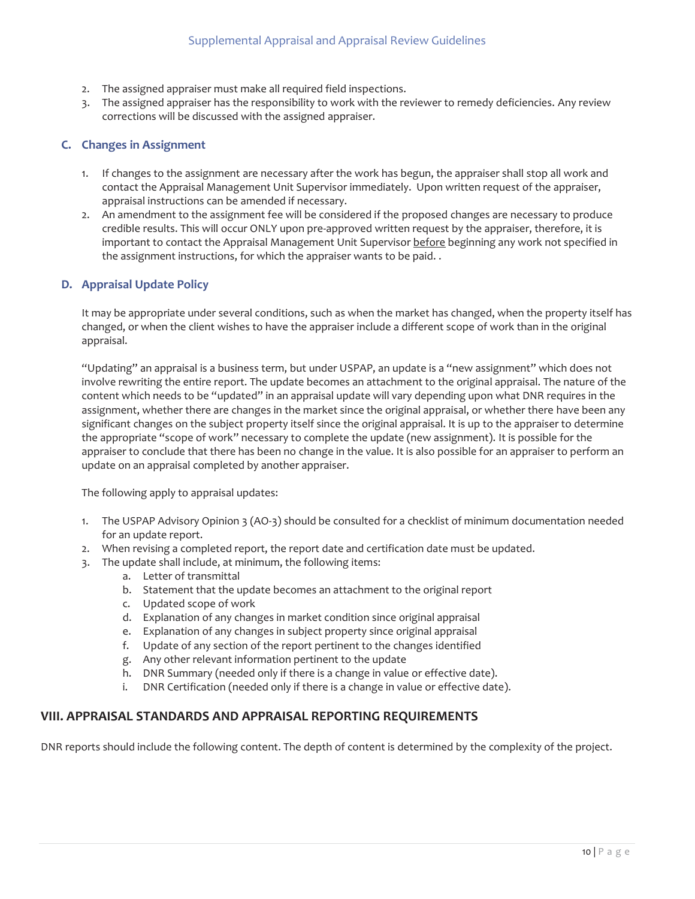2. The assigned appraiser must make all required field inspections.
3. The assigned appraiser has the responsibility to work with the reviewer to remedy deficiencies. Any review corrections will be discussed with the assigned appraiser.

### C. Changes in Assignment

1. If changes to the assignment are necessary after the work has begun, the appraiser shall stop all work and contact the Appraisal Management Unit Supervisor immediately. Upon written request of the appraiser, appraisal instructions can be amended if necessary.
2. An amendment to the assignment fee will be considered if the proposed changes are necessary to produce credible results. This will occur ONLY upon pre-approved written request by the appraiser, therefore, it is important to contact the Appraisal Management Unit Supervisor before beginning any work not specified in the assignment instructions, for which the appraiser wants to be paid. .

### D. Appraisal Update Policy

It may be appropriate under several conditions, such as when the market has changed, when the property itself has changed, or when the client wishes to have the appraiser include a different scope of work than in the original appraisal.

"Updating" an appraisal is a business term, but under USPAP, an update is a "new assignment" which does not involve rewriting the entire report. The update becomes an attachment to the original appraisal. The nature of the content which needs to be "updated" in an appraisal update will vary depending upon what DNR requires in the assignment, whether there are changes in the market since the original appraisal, or whether there have been any significant changes on the subject property itself since the original appraisal. It is up to the appraiser to determine the appropriate "scope of work" necessary to complete the update (new assignment). It is possible for the appraiser to conclude that there has been no change in the value. It is also possible for an appraiser to perform an update on an appraisal completed by another appraiser.

The following apply to appraisal updates:

1. The USPAP Advisory Opinion 3 (AO-3) should be consulted for a checklist of minimum documentation needed for an update report.
2. When revising a completed report, the report date and certification date must be updated.
3. The update shall include, at minimum, the following items:
   a. Letter of transmittal
   b. Statement that the update becomes an attachment to the original report
   c. Updated scope of work
   d. Explanation of any changes in market condition since original appraisal
   e. Explanation of any changes in subject property since original appraisal
   f. Update of any section of the report pertinent to the changes identified
   g. Any other relevant information pertinent to the update
   h. DNR Summary (needed only if there is a change in value or effective date).
   i. DNR Certification (needed only if there is a change in value or effective date).

## VIII. APPRAISAL STANDARDS AND APPRAISAL REPORTING REQUIREMENTS

DNR reports should include the following content. The depth of content is determined by the complexity of the project.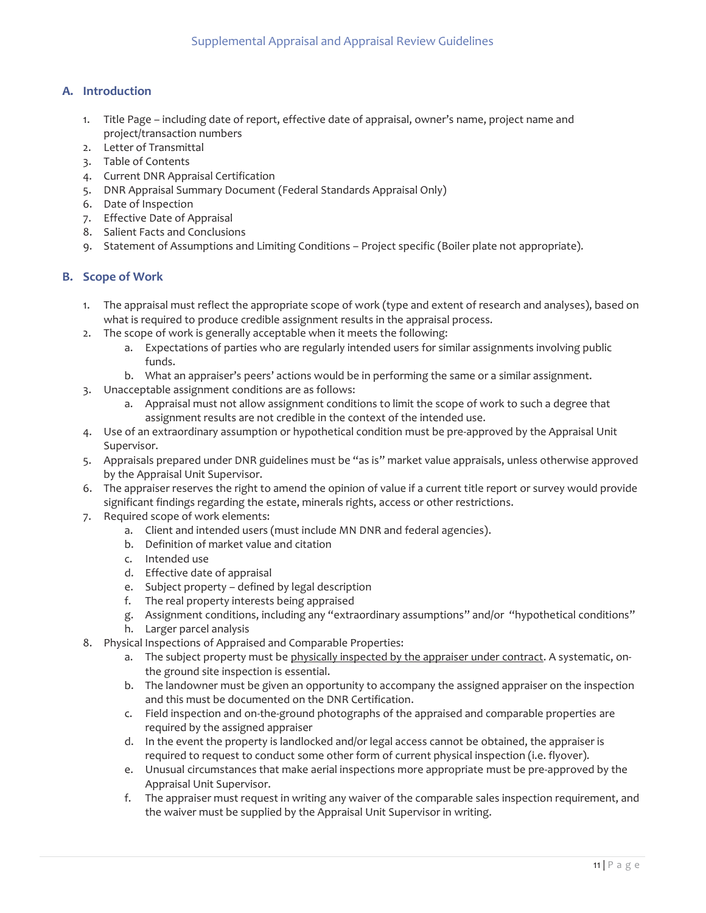## A. Introduction

1. Title Page – including date of report, effective date of appraisal, owner's name, project name and project/transaction numbers
2. Letter of Transmittal
3. Table of Contents
4. Current DNR Appraisal Certification
5. DNR Appraisal Summary Document (Federal Standards Appraisal Only)
6. Date of Inspection
7. Effective Date of Appraisal
8. Salient Facts and Conclusions
9. Statement of Assumptions and Limiting Conditions – Project specific (Boiler plate not appropriate).

## B. Scope of Work

1. The appraisal must reflect the appropriate scope of work (type and extent of research and analyses), based on what is required to produce credible assignment results in the appraisal process.
2. The scope of work is generally acceptable when it meets the following:
   a. Expectations of parties who are regularly intended users for similar assignments involving public funds.
   b. What an appraiser's peers' actions would be in performing the same or a similar assignment.
3. Unacceptable assignment conditions are as follows:
   a. Appraisal must not allow assignment conditions to limit the scope of work to such a degree that assignment results are not credible in the context of the intended use.
4. Use of an extraordinary assumption or hypothetical condition must be pre-approved by the Appraisal Unit Supervisor.
5. Appraisals prepared under DNR guidelines must be "as is" market value appraisals, unless otherwise approved by the Appraisal Unit Supervisor.
6. The appraiser reserves the right to amend the opinion of value if a current title report or survey would provide significant findings regarding the estate, minerals rights, access or other restrictions.
7. Required scope of work elements:
   a. Client and intended users (must include MN DNR and federal agencies).
   b. Definition of market value and citation
   c. Intended use
   d. Effective date of appraisal
   e. Subject property – defined by legal description
   f. The real property interests being appraised
   g. Assignment conditions, including any "extraordinary assumptions" and/or "hypothetical conditions"
   h. Larger parcel analysis
8. Physical Inspections of Appraised and Comparable Properties:
   a. The subject property must be <u>physically inspected by the appraiser under contract</u>. A systematic, on-the ground site inspection is essential.
   b. The landowner must be given an opportunity to accompany the assigned appraiser on the inspection and this must be documented on the DNR Certification.
   c. Field inspection and on-the-ground photographs of the appraised and comparable properties are required by the assigned appraiser
   d. In the event the property is landlocked and/or legal access cannot be obtained, the appraiser is required to request to conduct some other form of current physical inspection (i.e. flyover).
   e. Unusual circumstances that make aerial inspections more appropriate must be pre-approved by the Appraisal Unit Supervisor.
   f. The appraiser must request in writing any waiver of the comparable sales inspection requirement, and the waiver must be supplied by the Appraisal Unit Supervisor in writing.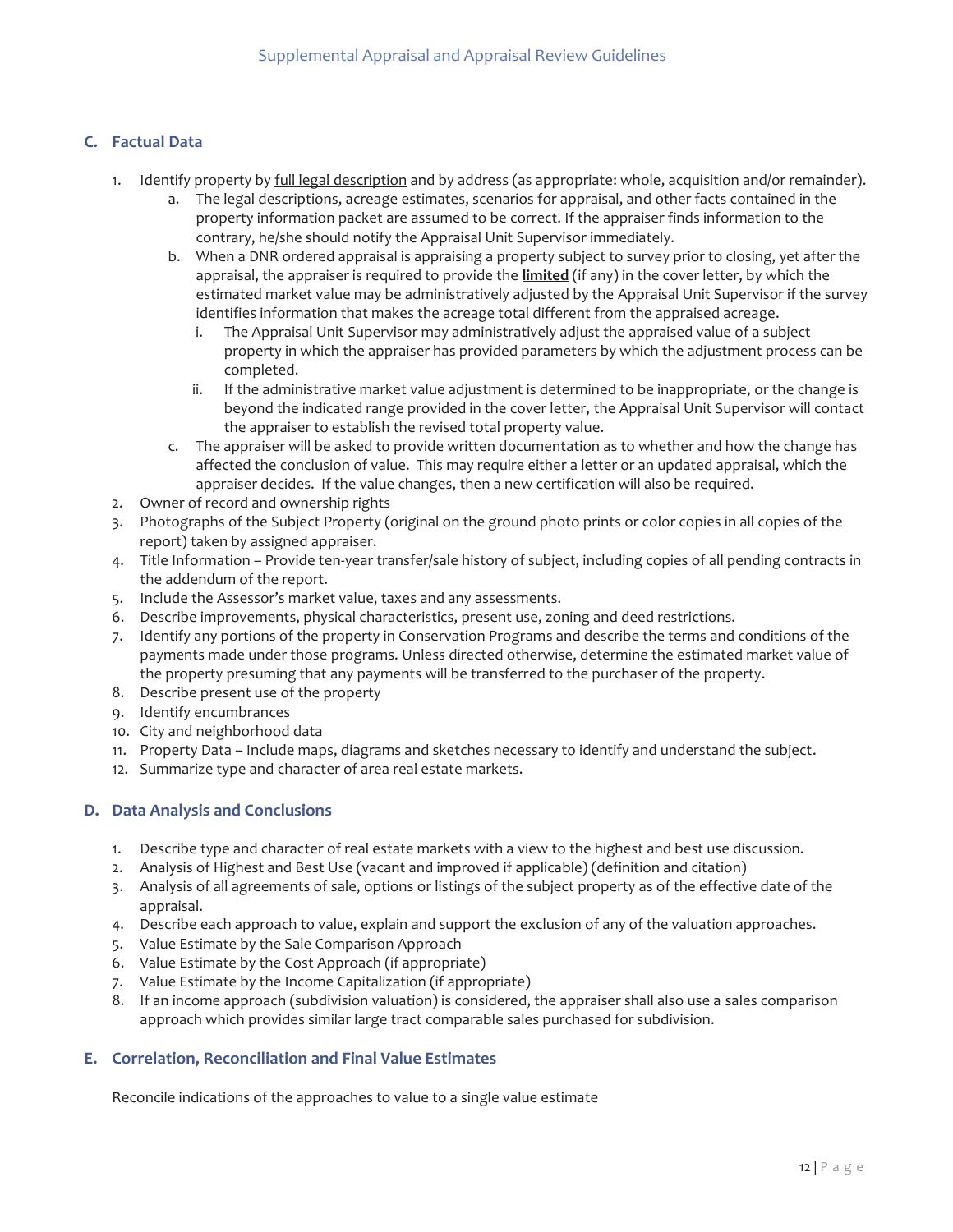## C. Factual Data

1. Identify property by <u>full legal description</u> and by address (as appropriate: whole, acquisition and/or remainder).
    a. The legal descriptions, acreage estimates, scenarios for appraisal, and other facts contained in the property information packet are assumed to be correct. If the appraiser finds information to the contrary, he/she should notify the Appraisal Unit Supervisor immediately.
    b. When a DNR ordered appraisal is appraising a property subject to survey prior to closing, yet after the appraisal, the appraiser is required to provide the **<u>limited</u>** (if any) in the cover letter, by which the estimated market value may be administratively adjusted by the Appraisal Unit Supervisor if the survey identifies information that makes the acreage total different from the appraised acreage.
        i. The Appraisal Unit Supervisor may administratively adjust the appraised value of a subject property in which the appraiser has provided parameters by which the adjustment process can be completed.
        ii. If the administrative market value adjustment is determined to be inappropriate, or the change is beyond the indicated range provided in the cover letter, the Appraisal Unit Supervisor will contact the appraiser to establish the revised total property value.
    c. The appraiser will be asked to provide written documentation as to whether and how the change has affected the conclusion of value. This may require either a letter or an updated appraisal, which the appraiser decides. If the value changes, then a new certification will also be required.
2. Owner of record and ownership rights
3. Photographs of the Subject Property (original on the ground photo prints or color copies in all copies of the report) taken by assigned appraiser.
4. Title Information – Provide ten-year transfer/sale history of subject, including copies of all pending contracts in the addendum of the report.
5. Include the Assessor's market value, taxes and any assessments.
6. Describe improvements, physical characteristics, present use, zoning and deed restrictions.
7. Identify any portions of the property in Conservation Programs and describe the terms and conditions of the payments made under those programs. Unless directed otherwise, determine the estimated market value of the property presuming that any payments will be transferred to the purchaser of the property.
8. Describe present use of the property
9. Identify encumbrances
10. City and neighborhood data
11. Property Data – Include maps, diagrams and sketches necessary to identify and understand the subject.
12. Summarize type and character of area real estate markets.

## D. Data Analysis and Conclusions

1. Describe type and character of real estate markets with a view to the highest and best use discussion.
2. Analysis of Highest and Best Use (vacant and improved if applicable) (definition and citation)
3. Analysis of all agreements of sale, options or listings of the subject property as of the effective date of the appraisal.
4. Describe each approach to value, explain and support the exclusion of any of the valuation approaches.
5. Value Estimate by the Sale Comparison Approach
6. Value Estimate by the Cost Approach (if appropriate)
7. Value Estimate by the Income Capitalization (if appropriate)
8. If an income approach (subdivision valuation) is considered, the appraiser shall also use a sales comparison approach which provides similar large tract comparable sales purchased for subdivision.

## E. Correlation, Reconciliation and Final Value Estimates

Reconcile indications of the approaches to value to a single value estimate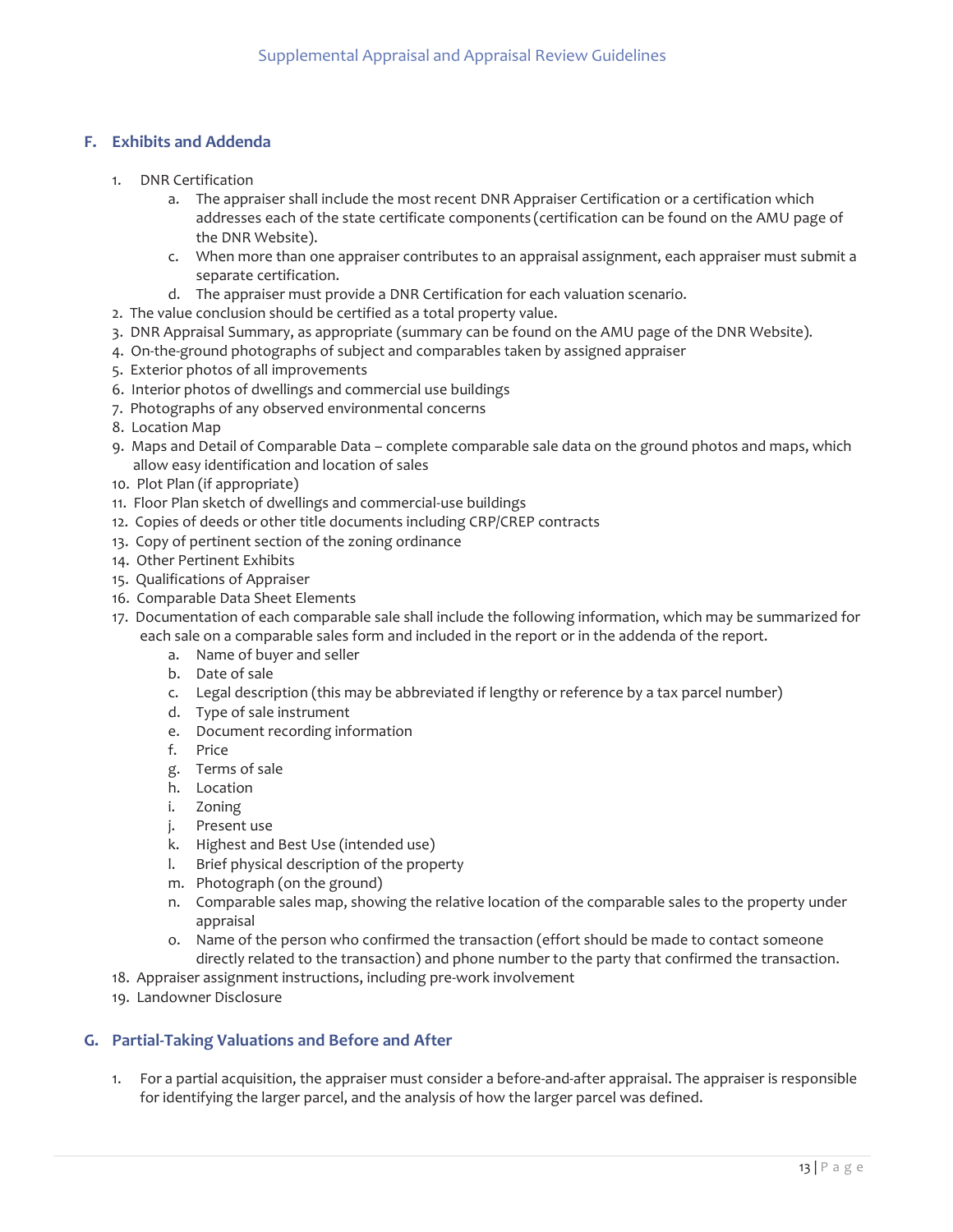## F. Exhibits and Addenda

1. DNR Certification
    a. The appraiser shall include the most recent DNR Appraiser Certification or a certification which addresses each of the state certificate components (certification can be found on the AMU page of the DNR Website).
    c. When more than one appraiser contributes to an appraisal assignment, each appraiser must submit a separate certification.
    d. The appraiser must provide a DNR Certification for each valuation scenario.
2. The value conclusion should be certified as a total property value.
3. DNR Appraisal Summary, as appropriate (summary can be found on the AMU page of the DNR Website).
4. On-the-ground photographs of subject and comparables taken by assigned appraiser
5. Exterior photos of all improvements
6. Interior photos of dwellings and commercial use buildings
7. Photographs of any observed environmental concerns
8. Location Map
9. Maps and Detail of Comparable Data – complete comparable sale data on the ground photos and maps, which allow easy identification and location of sales
10. Plot Plan (if appropriate)
11. Floor Plan sketch of dwellings and commercial-use buildings
12. Copies of deeds or other title documents including CRP/CREP contracts
13. Copy of pertinent section of the zoning ordinance
14. Other Pertinent Exhibits
15. Qualifications of Appraiser
16. Comparable Data Sheet Elements
17. Documentation of each comparable sale shall include the following information, which may be summarized for each sale on a comparable sales form and included in the report or in the addenda of the report.
    a. Name of buyer and seller
    b. Date of sale
    c. Legal description (this may be abbreviated if lengthy or reference by a tax parcel number)
    d. Type of sale instrument
    e. Document recording information
    f. Price
    g. Terms of sale
    h. Location
    i. Zoning
    j. Present use
    k. Highest and Best Use (intended use)
    l. Brief physical description of the property
    m. Photograph (on the ground)
    n. Comparable sales map, showing the relative location of the comparable sales to the property under appraisal
    o. Name of the person who confirmed the transaction (effort should be made to contact someone directly related to the transaction) and phone number to the party that confirmed the transaction.
18. Appraiser assignment instructions, including pre-work involvement
19. Landowner Disclosure

## G. Partial-Taking Valuations and Before and After

1. For a partial acquisition, the appraiser must consider a before-and-after appraisal. The appraiser is responsible for identifying the larger parcel, and the analysis of how the larger parcel was defined.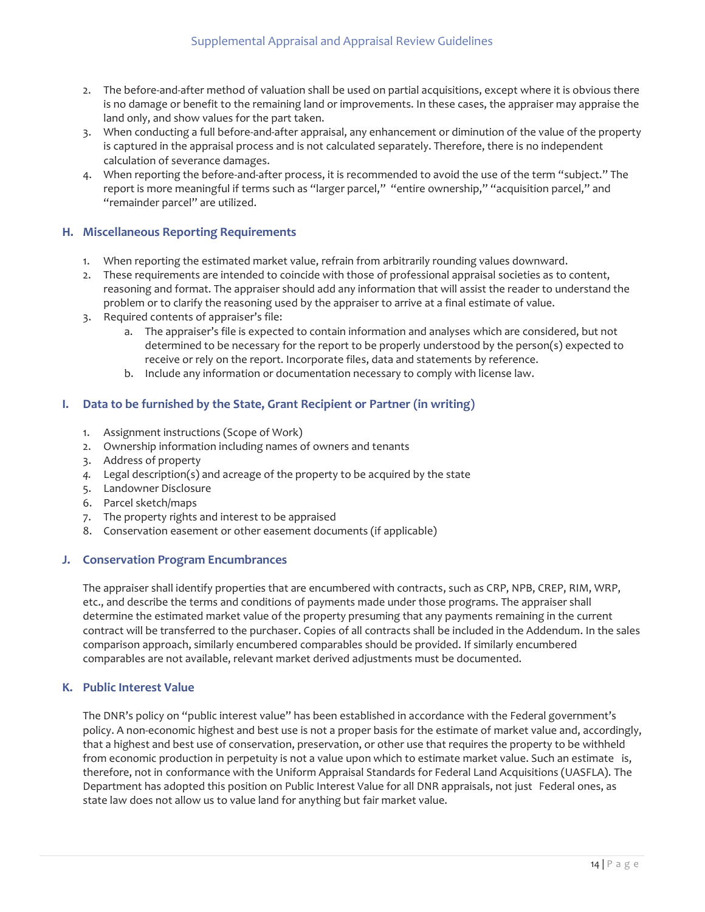2. The before-and-after method of valuation shall be used on partial acquisitions, except where it is obvious there is no damage or benefit to the remaining land or improvements. In these cases, the appraiser may appraise the land only, and show values for the part taken.
3. When conducting a full before-and-after appraisal, any enhancement or diminution of the value of the property is captured in the appraisal process and is not calculated separately. Therefore, there is no independent calculation of severance damages.
4. When reporting the before-and-after process, it is recommended to avoid the use of the term "subject." The report is more meaningful if terms such as "larger parcel," "entire ownership," "acquisition parcel," and "remainder parcel" are utilized.

## H. Miscellaneous Reporting Requirements

1. When reporting the estimated market value, refrain from arbitrarily rounding values downward.
2. These requirements are intended to coincide with those of professional appraisal societies as to content, reasoning and format. The appraiser should add any information that will assist the reader to understand the problem or to clarify the reasoning used by the appraiser to arrive at a final estimate of value.
3. Required contents of appraiser's file:
    a. The appraiser's file is expected to contain information and analyses which are considered, but not determined to be necessary for the report to be properly understood by the person(s) expected to receive or rely on the report. Incorporate files, data and statements by reference.
    b. Include any information or documentation necessary to comply with license law.

## I. Data to be furnished by the State, Grant Recipient or Partner (in writing)

1. Assignment instructions (Scope of Work)
2. Ownership information including names of owners and tenants
3. Address of property
4. Legal description(s) and acreage of the property to be acquired by the state
5. Landowner Disclosure
6. Parcel sketch/maps
7. The property rights and interest to be appraised
8. Conservation easement or other easement documents (if applicable)

## J. Conservation Program Encumbrances

The appraiser shall identify properties that are encumbered with contracts, such as CRP, NPB, CREP, RIM, WRP, etc., and describe the terms and conditions of payments made under those programs. The appraiser shall determine the estimated market value of the property presuming that any payments remaining in the current contract will be transferred to the purchaser. Copies of all contracts shall be included in the Addendum. In the sales comparison approach, similarly encumbered comparables should be provided. If similarly encumbered comparables are not available, relevant market derived adjustments must be documented.

## K. Public Interest Value

The DNR's policy on "public interest value" has been established in accordance with the Federal government's policy. A non-economic highest and best use is not a proper basis for the estimate of market value and, accordingly, that a highest and best use of conservation, preservation, or other use that requires the property to be withheld from economic production in perpetuity is not a value upon which to estimate market value. Such an estimate is, therefore, not in conformance with the Uniform Appraisal Standards for Federal Land Acquisitions (UASFLA). The Department has adopted this position on Public Interest Value for all DNR appraisals, not just Federal ones, as state law does not allow us to value land for anything but fair market value.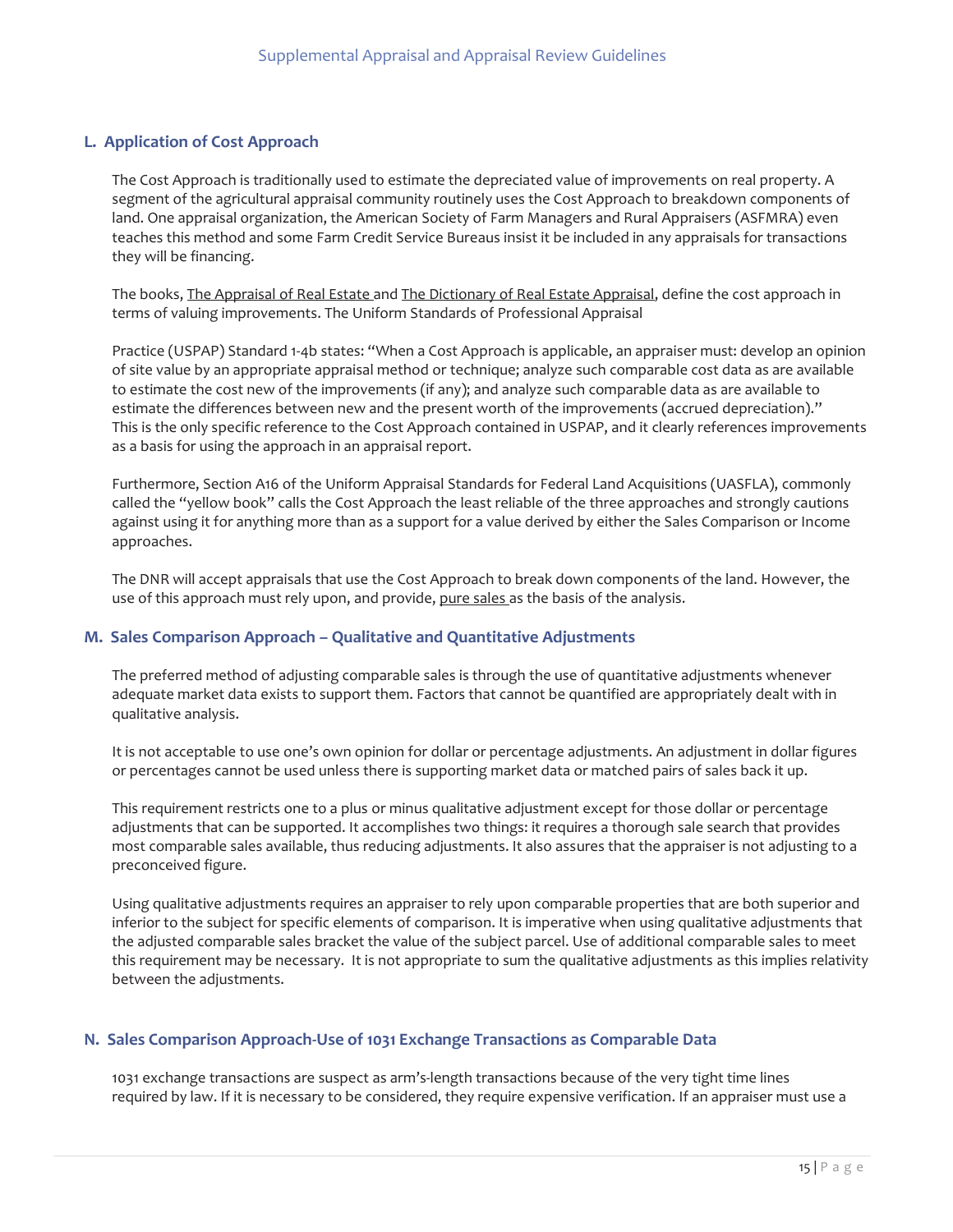## L. Application of Cost Approach

The Cost Approach is traditionally used to estimate the depreciated value of improvements on real property. A segment of the agricultural appraisal community routinely uses the Cost Approach to breakdown components of land. One appraisal organization, the American Society of Farm Managers and Rural Appraisers (ASFMRA) even teaches this method and some Farm Credit Service Bureaus insist it be included in any appraisals for transactions they will be financing.

The books, The Appraisal of Real Estate and The Dictionary of Real Estate Appraisal, define the cost approach in terms of valuing improvements. The Uniform Standards of Professional Appraisal

Practice (USPAP) Standard 1-4b states: "When a Cost Approach is applicable, an appraiser must: develop an opinion of site value by an appropriate appraisal method or technique; analyze such comparable cost data as are available to estimate the cost new of the improvements (if any); and analyze such comparable data as are available to estimate the differences between new and the present worth of the improvements (accrued depreciation)." This is the only specific reference to the Cost Approach contained in USPAP, and it clearly references improvements as a basis for using the approach in an appraisal report.

Furthermore, Section A16 of the Uniform Appraisal Standards for Federal Land Acquisitions (UASFLA), commonly called the "yellow book" calls the Cost Approach the least reliable of the three approaches and strongly cautions against using it for anything more than as a support for a value derived by either the Sales Comparison or Income approaches.

The DNR will accept appraisals that use the Cost Approach to break down components of the land. However, the use of this approach must rely upon, and provide, pure sales as the basis of the analysis.

## M. Sales Comparison Approach – Qualitative and Quantitative Adjustments

The preferred method of adjusting comparable sales is through the use of quantitative adjustments whenever adequate market data exists to support them. Factors that cannot be quantified are appropriately dealt with in qualitative analysis.

It is not acceptable to use one's own opinion for dollar or percentage adjustments. An adjustment in dollar figures or percentages cannot be used unless there is supporting market data or matched pairs of sales back it up.

This requirement restricts one to a plus or minus qualitative adjustment except for those dollar or percentage adjustments that can be supported. It accomplishes two things: it requires a thorough sale search that provides most comparable sales available, thus reducing adjustments. It also assures that the appraiser is not adjusting to a preconceived figure.

Using qualitative adjustments requires an appraiser to rely upon comparable properties that are both superior and inferior to the subject for specific elements of comparison. It is imperative when using qualitative adjustments that the adjusted comparable sales bracket the value of the subject parcel. Use of additional comparable sales to meet this requirement may be necessary. It is not appropriate to sum the qualitative adjustments as this implies relativity between the adjustments.

## N. Sales Comparison Approach-Use of 1031 Exchange Transactions as Comparable Data

1031 exchange transactions are suspect as arm's-length transactions because of the very tight time lines required by law. If it is necessary to be considered, they require expensive verification. If an appraiser must use a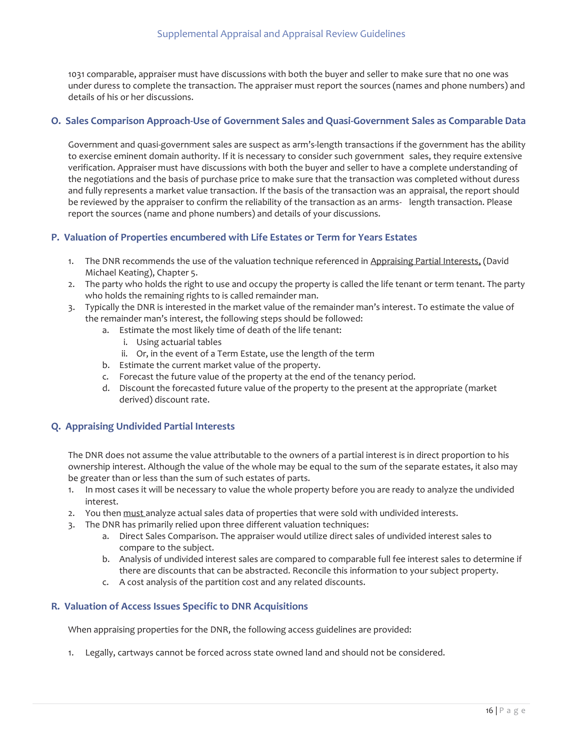1031 comparable, appraiser must have discussions with both the buyer and seller to make sure that no one was under duress to complete the transaction. The appraiser must report the sources (names and phone numbers) and details of his or her discussions.

## O. Sales Comparison Approach-Use of Government Sales and Quasi-Government Sales as Comparable Data

Government and quasi-government sales are suspect as arm's-length transactions if the government has the ability to exercise eminent domain authority. If it is necessary to consider such government sales, they require extensive verification. Appraiser must have discussions with both the buyer and seller to have a complete understanding of the negotiations and the basis of purchase price to make sure that the transaction was completed without duress and fully represents a market value transaction. If the basis of the transaction was an appraisal, the report should be reviewed by the appraiser to confirm the reliability of the transaction as an arms- length transaction. Please report the sources (name and phone numbers) and details of your discussions.

## P. Valuation of Properties encumbered with Life Estates or Term for Years Estates

1. The DNR recommends the use of the valuation technique referenced in Appraising Partial Interests, (David Michael Keating), Chapter 5.
2. The party who holds the right to use and occupy the property is called the life tenant or term tenant. The party who holds the remaining rights to is called remainder man.
3. Typically the DNR is interested in the market value of the remainder man's interest. To estimate the value of the remainder man's interest, the following steps should be followed:
   a. Estimate the most likely time of death of the life tenant:
      i. Using actuarial tables
      ii. Or, in the event of a Term Estate, use the length of the term
   b. Estimate the current market value of the property.
   c. Forecast the future value of the property at the end of the tenancy period.
   d. Discount the forecasted future value of the property to the present at the appropriate (market derived) discount rate.

## Q. Appraising Undivided Partial Interests

The DNR does not assume the value attributable to the owners of a partial interest is in direct proportion to his ownership interest. Although the value of the whole may be equal to the sum of the separate estates, it also may be greater than or less than the sum of such estates of parts.

1. In most cases it will be necessary to value the whole property before you are ready to analyze the undivided interest.
2. You then must analyze actual sales data of properties that were sold with undivided interests.
3. The DNR has primarily relied upon three different valuation techniques:
   a. Direct Sales Comparison. The appraiser would utilize direct sales of undivided interest sales to compare to the subject.
   b. Analysis of undivided interest sales are compared to comparable full fee interest sales to determine if there are discounts that can be abstracted. Reconcile this information to your subject property.
   c. A cost analysis of the partition cost and any related discounts.

## R. Valuation of Access Issues Specific to DNR Acquisitions

When appraising properties for the DNR, the following access guidelines are provided:

1. Legally, cartways cannot be forced across state owned land and should not be considered.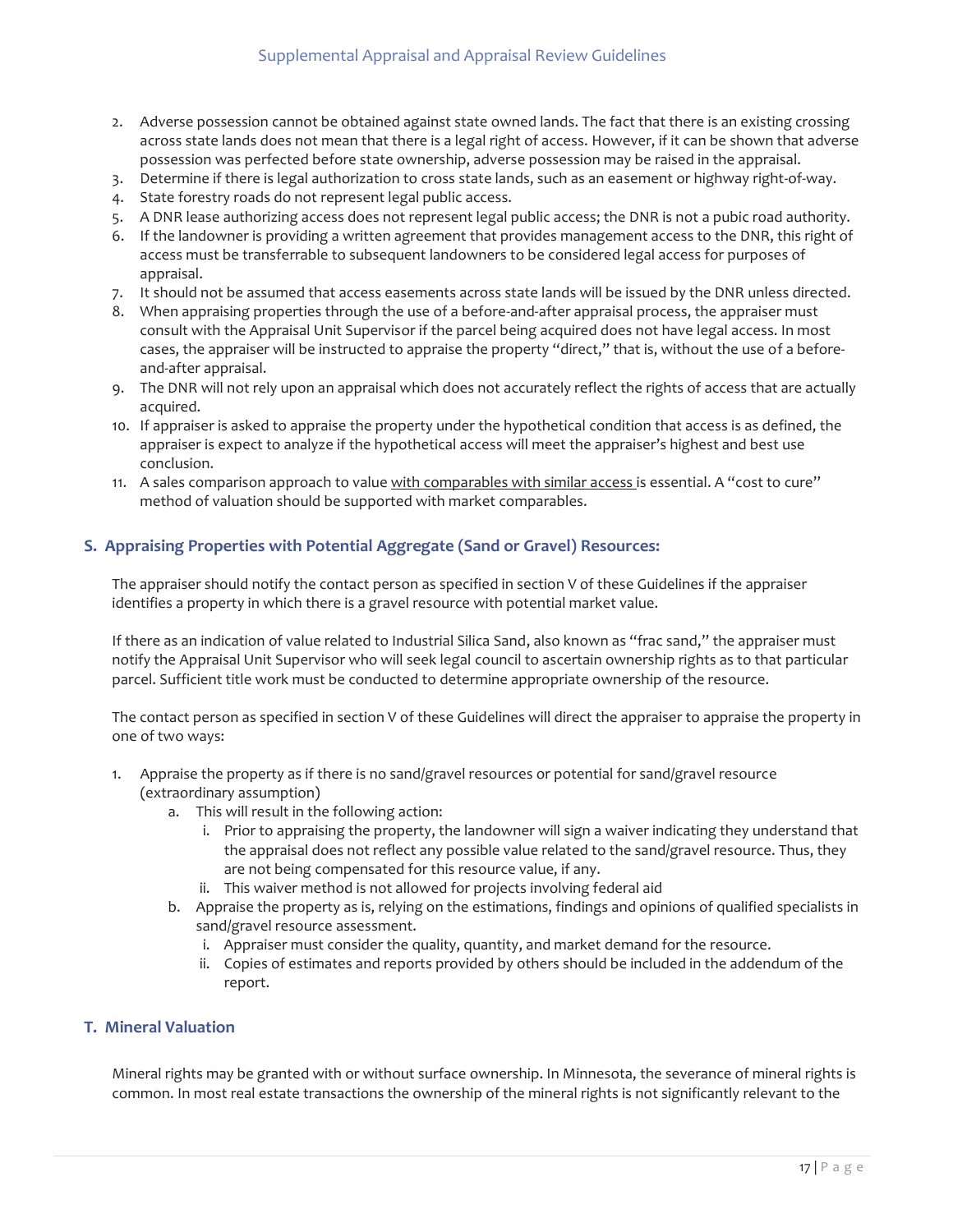2. Adverse possession cannot be obtained against state owned lands. The fact that there is an existing crossing across state lands does not mean that there is a legal right of access. However, if it can be shown that adverse possession was perfected before state ownership, adverse possession may be raised in the appraisal.
3. Determine if there is legal authorization to cross state lands, such as an easement or highway right-of-way.
4. State forestry roads do not represent legal public access.
5. A DNR lease authorizing access does not represent legal public access; the DNR is not a pubic road authority.
6. If the landowner is providing a written agreement that provides management access to the DNR, this right of access must be transferrable to subsequent landowners to be considered legal access for purposes of appraisal.
7. It should not be assumed that access easements across state lands will be issued by the DNR unless directed.
8. When appraising properties through the use of a before-and-after appraisal process, the appraiser must consult with the Appraisal Unit Supervisor if the parcel being acquired does not have legal access. In most cases, the appraiser will be instructed to appraise the property "direct," that is, without the use of a before-and-after appraisal.
9. The DNR will not rely upon an appraisal which does not accurately reflect the rights of access that are actually acquired.
10. If appraiser is asked to appraise the property under the hypothetical condition that access is as defined, the appraiser is expect to analyze if the hypothetical access will meet the appraiser's highest and best use conclusion.
11. A sales comparison approach to value <u>with comparables with similar access</u> is essential. A "cost to cure" method of valuation should be supported with market comparables.

## S. Appraising Properties with Potential Aggregate (Sand or Gravel) Resources:

The appraiser should notify the contact person as specified in section V of these Guidelines if the appraiser identifies a property in which there is a gravel resource with potential market value.

If there as an indication of value related to Industrial Silica Sand, also known as "frac sand," the appraiser must notify the Appraisal Unit Supervisor who will seek legal council to ascertain ownership rights as to that particular parcel. Sufficient title work must be conducted to determine appropriate ownership of the resource.

The contact person as specified in section V of these Guidelines will direct the appraiser to appraise the property in one of two ways:

1. Appraise the property as if there is no sand/gravel resources or potential for sand/gravel resource (extraordinary assumption)
    a. This will result in the following action:
        i. Prior to appraising the property, the landowner will sign a waiver indicating they understand that the appraisal does not reflect any possible value related to the sand/gravel resource. Thus, they are not being compensated for this resource value, if any.
        ii. This waiver method is not allowed for projects involving federal aid
    b. Appraise the property as is, relying on the estimations, findings and opinions of qualified specialists in sand/gravel resource assessment.
        i. Appraiser must consider the quality, quantity, and market demand for the resource.
        ii. Copies of estimates and reports provided by others should be included in the addendum of the report.

## T. Mineral Valuation

Mineral rights may be granted with or without surface ownership. In Minnesota, the severance of mineral rights is common. In most real estate transactions the ownership of the mineral rights is not significantly relevant to the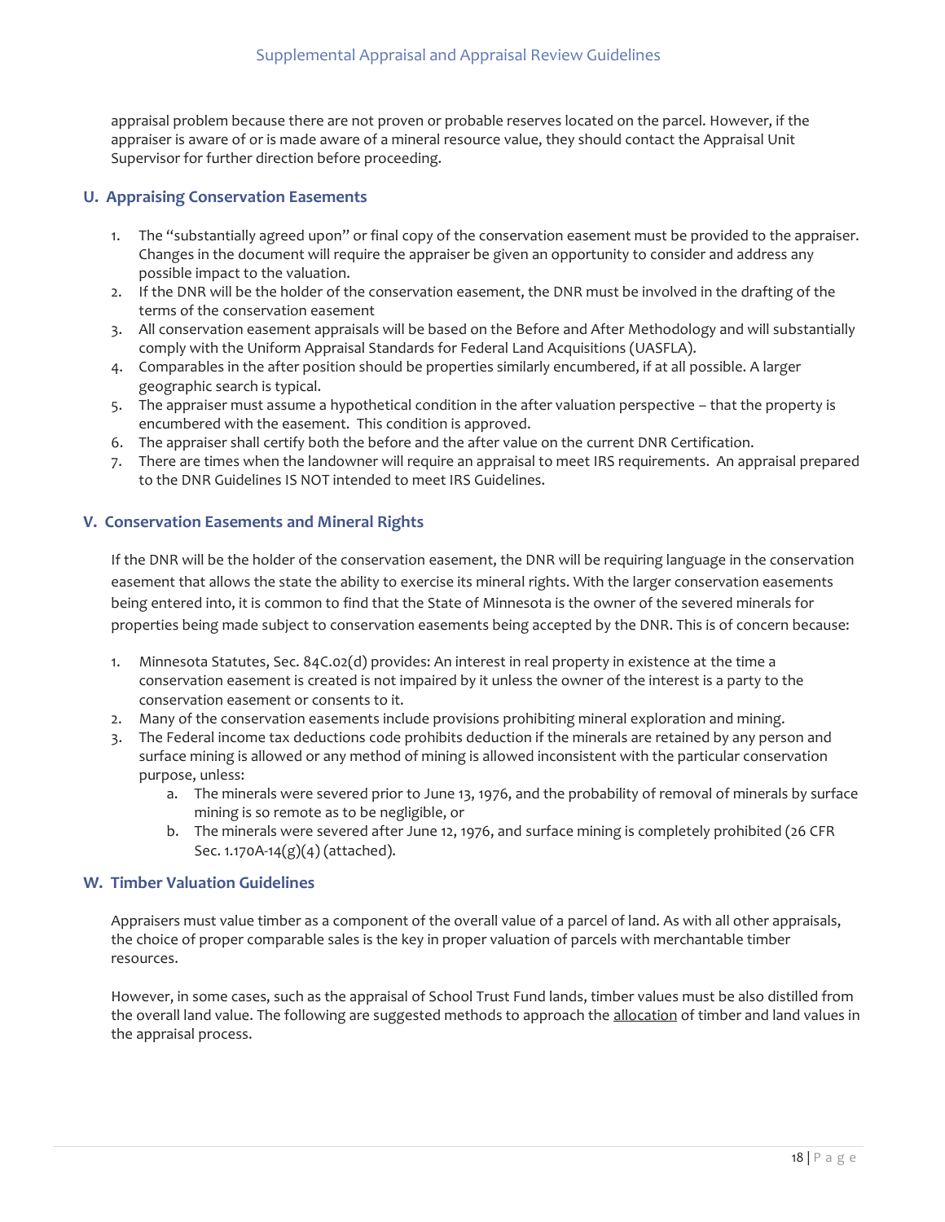appraisal problem because there are not proven or probable reserves located on the parcel. However, if the appraiser is aware of or is made aware of a mineral resource value, they should contact the Appraisal Unit Supervisor for further direction before proceeding.

## U. Appraising Conservation Easements

1. The "substantially agreed upon" or final copy of the conservation easement must be provided to the appraiser. Changes in the document will require the appraiser be given an opportunity to consider and address any possible impact to the valuation.
2. If the DNR will be the holder of the conservation easement, the DNR must be involved in the drafting of the terms of the conservation easement
3. All conservation easement appraisals will be based on the Before and After Methodology and will substantially comply with the Uniform Appraisal Standards for Federal Land Acquisitions (UASFLA).
4. Comparables in the after position should be properties similarly encumbered, if at all possible. A larger geographic search is typical.
5. The appraiser must assume a hypothetical condition in the after valuation perspective – that the property is encumbered with the easement. This condition is approved.
6. The appraiser shall certify both the before and the after value on the current DNR Certification.
7. There are times when the landowner will require an appraisal to meet IRS requirements. An appraisal prepared to the DNR Guidelines IS NOT intended to meet IRS Guidelines.

## V. Conservation Easements and Mineral Rights

If the DNR will be the holder of the conservation easement, the DNR will be requiring language in the conservation easement that allows the state the ability to exercise its mineral rights. With the larger conservation easements being entered into, it is common to find that the State of Minnesota is the owner of the severed minerals for properties being made subject to conservation easements being accepted by the DNR. This is of concern because:

1. Minnesota Statutes, Sec. 84C.02(d) provides: An interest in real property in existence at the time a conservation easement is created is not impaired by it unless the owner of the interest is a party to the conservation easement or consents to it.
2. Many of the conservation easements include provisions prohibiting mineral exploration and mining.
3. The Federal income tax deductions code prohibits deduction if the minerals are retained by any person and surface mining is allowed or any method of mining is allowed inconsistent with the particular conservation purpose, unless:
   a. The minerals were severed prior to June 13, 1976, and the probability of removal of minerals by surface mining is so remote as to be negligible, or
   b. The minerals were severed after June 12, 1976, and surface mining is completely prohibited (26 CFR Sec. 1.170A-14(g)(4) (attached).

## W. Timber Valuation Guidelines

Appraisers must value timber as a component of the overall value of a parcel of land. As with all other appraisals, the choice of proper comparable sales is the key in proper valuation of parcels with merchantable timber resources.

However, in some cases, such as the appraisal of School Trust Fund lands, timber values must be also distilled from the overall land value. The following are suggested methods to approach the allocation of timber and land values in the appraisal process.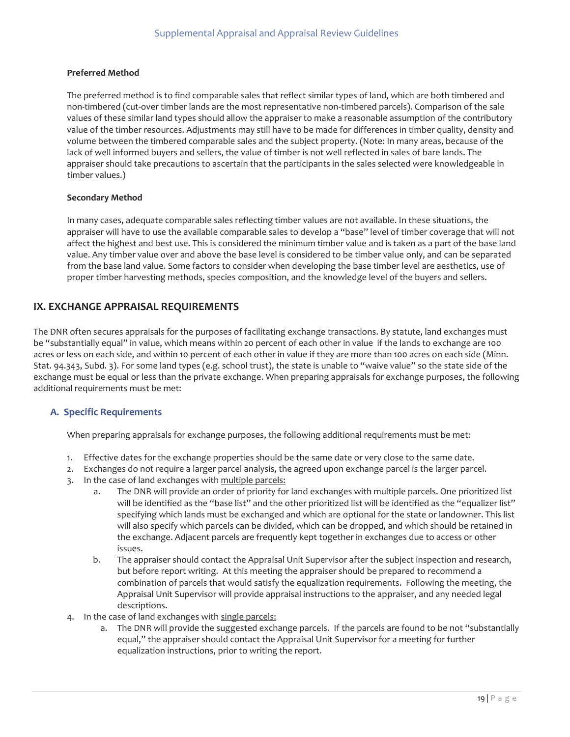**Preferred Method**

The preferred method is to find comparable sales that reflect similar types of land, which are both timbered and non-timbered (cut-over timber lands are the most representative non-timbered parcels). Comparison of the sale values of these similar land types should allow the appraiser to make a reasonable assumption of the contributory value of the timber resources. Adjustments may still have to be made for differences in timber quality, density and volume between the timbered comparable sales and the subject property. (Note: In many areas, because of the lack of well informed buyers and sellers, the value of timber is not well reflected in sales of bare lands. The appraiser should take precautions to ascertain that the participants in the sales selected were knowledgeable in timber values.)

**Secondary Method**

In many cases, adequate comparable sales reflecting timber values are not available. In these situations, the appraiser will have to use the available comparable sales to develop a "base" level of timber coverage that will not affect the highest and best use. This is considered the minimum timber value and is taken as a part of the base land value. Any timber value over and above the base level is considered to be timber value only, and can be separated from the base land value. Some factors to consider when developing the base timber level are aesthetics, use of proper timber harvesting methods, species composition, and the knowledge level of the buyers and sellers.

## IX. EXCHANGE APPRAISAL REQUIREMENTS

The DNR often secures appraisals for the purposes of facilitating exchange transactions. By statute, land exchanges must be "substantially equal" in value, which means within 20 percent of each other in value if the lands to exchange are 100 acres or less on each side, and within 10 percent of each other in value if they are more than 100 acres on each side (Minn. Stat. 94.343, Subd. 3). For some land types (e.g. school trust), the state is unable to "waive value" so the state side of the exchange must be equal or less than the private exchange. When preparing appraisals for exchange purposes, the following additional requirements must be met:

### A. Specific Requirements

When preparing appraisals for exchange purposes, the following additional requirements must be met:

1. Effective dates for the exchange properties should be the same date or very close to the same date.
2. Exchanges do not require a larger parcel analysis, the agreed upon exchange parcel is the larger parcel.
3. In the case of land exchanges with multiple parcels:
   a. The DNR will provide an order of priority for land exchanges with multiple parcels. One prioritized list will be identified as the "base list" and the other prioritized list will be identified as the "equalizer list" specifying which lands must be exchanged and which are optional for the state or landowner. This list will also specify which parcels can be divided, which can be dropped, and which should be retained in the exchange. Adjacent parcels are frequently kept together in exchanges due to access or other issues.
   b. The appraiser should contact the Appraisal Unit Supervisor after the subject inspection and research, but before report writing. At this meeting the appraiser should be prepared to recommend a combination of parcels that would satisfy the equalization requirements. Following the meeting, the Appraisal Unit Supervisor will provide appraisal instructions to the appraiser, and any needed legal descriptions.
4. In the case of land exchanges with single parcels:
   a. The DNR will provide the suggested exchange parcels. If the parcels are found to be not "substantially equal," the appraiser should contact the Appraisal Unit Supervisor for a meeting for further equalization instructions, prior to writing the report.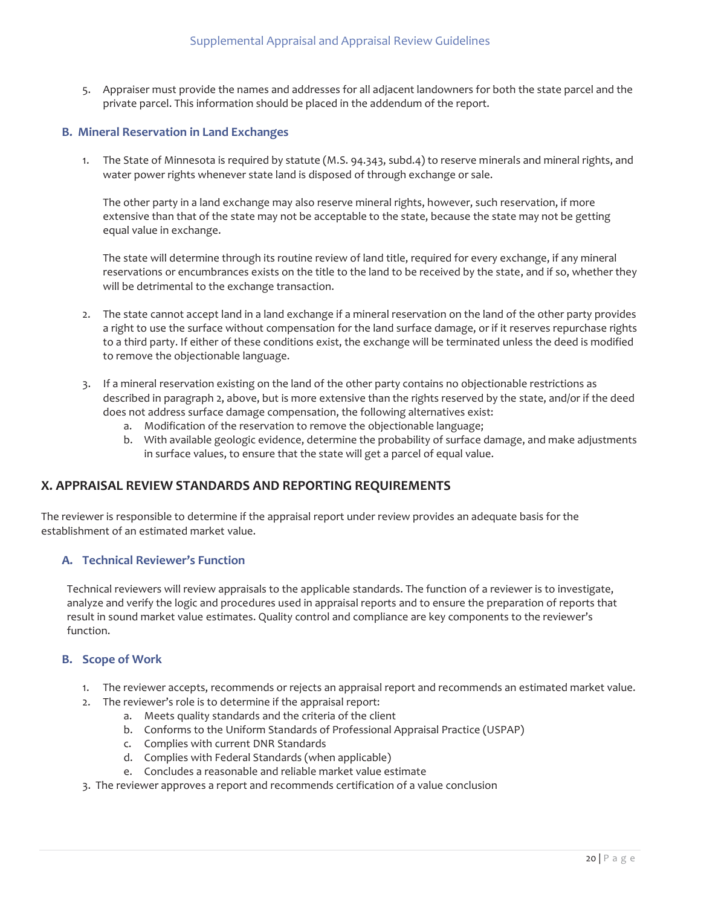5. Appraiser must provide the names and addresses for all adjacent landowners for both the state parcel and the private parcel. This information should be placed in the addendum of the report.

### B. Mineral Reservation in Land Exchanges

1. The State of Minnesota is required by statute (M.S. 94.343, subd.4) to reserve minerals and mineral rights, and water power rights whenever state land is disposed of through exchange or sale.

   The other party in a land exchange may also reserve mineral rights, however, such reservation, if more extensive than that of the state may not be acceptable to the state, because the state may not be getting equal value in exchange.

   The state will determine through its routine review of land title, required for every exchange, if any mineral reservations or encumbrances exists on the title to the land to be received by the state, and if so, whether they will be detrimental to the exchange transaction.

2. The state cannot accept land in a land exchange if a mineral reservation on the land of the other party provides a right to use the surface without compensation for the land surface damage, or if it reserves repurchase rights to a third party. If either of these conditions exist, the exchange will be terminated unless the deed is modified to remove the objectionable language.

3. If a mineral reservation existing on the land of the other party contains no objectionable restrictions as described in paragraph 2, above, but is more extensive than the rights reserved by the state, and/or if the deed does not address surface damage compensation, the following alternatives exist:
   a. Modification of the reservation to remove the objectionable language;
   b. With available geologic evidence, determine the probability of surface damage, and make adjustments in surface values, to ensure that the state will get a parcel of equal value.

## X. APPRAISAL REVIEW STANDARDS AND REPORTING REQUIREMENTS

The reviewer is responsible to determine if the appraisal report under review provides an adequate basis for the establishment of an estimated market value.

### A. Technical Reviewer's Function

Technical reviewers will review appraisals to the applicable standards. The function of a reviewer is to investigate, analyze and verify the logic and procedures used in appraisal reports and to ensure the preparation of reports that result in sound market value estimates. Quality control and compliance are key components to the reviewer's function.

### B. Scope of Work

1. The reviewer accepts, recommends or rejects an appraisal report and recommends an estimated market value.
2. The reviewer's role is to determine if the appraisal report:
   a. Meets quality standards and the criteria of the client
   b. Conforms to the Uniform Standards of Professional Appraisal Practice (USPAP)
   c. Complies with current DNR Standards
   d. Complies with Federal Standards (when applicable)
   e. Concludes a reasonable and reliable market value estimate
3. The reviewer approves a report and recommends certification of a value conclusion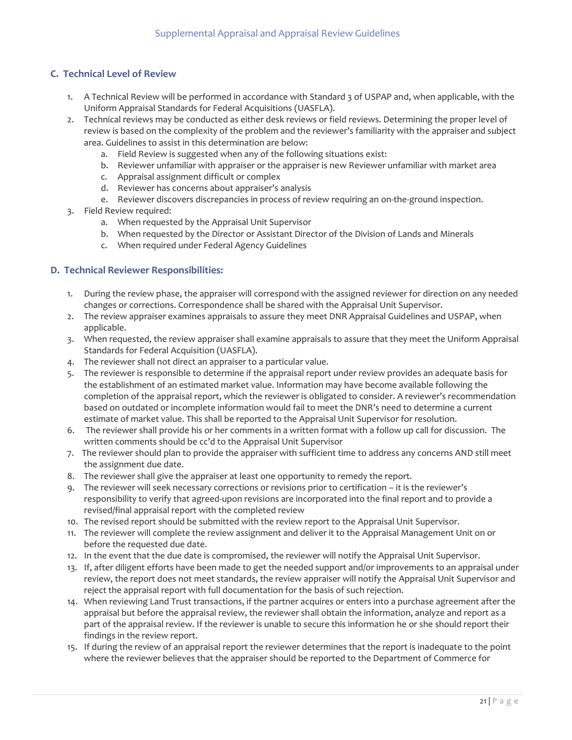## C. Technical Level of Review

1. A Technical Review will be performed in accordance with Standard 3 of USPAP and, when applicable, with the Uniform Appraisal Standards for Federal Acquisitions (UASFLA).
2. Technical reviews may be conducted as either desk reviews or field reviews. Determining the proper level of review is based on the complexity of the problem and the reviewer's familiarity with the appraiser and subject area. Guidelines to assist in this determination are below:
    a. Field Review is suggested when any of the following situations exist:
    b. Reviewer unfamiliar with appraiser or the appraiser is new Reviewer unfamiliar with market area
    c. Appraisal assignment difficult or complex
    d. Reviewer has concerns about appraiser's analysis
    e. Reviewer discovers discrepancies in process of review requiring an on-the-ground inspection.
3. Field Review required:
    a. When requested by the Appraisal Unit Supervisor
    b. When requested by the Director or Assistant Director of the Division of Lands and Minerals
    c. When required under Federal Agency Guidelines

## D. Technical Reviewer Responsibilities:

1. During the review phase, the appraiser will correspond with the assigned reviewer for direction on any needed changes or corrections. Correspondence shall be shared with the Appraisal Unit Supervisor.
2. The review appraiser examines appraisals to assure they meet DNR Appraisal Guidelines and USPAP, when applicable.
3. When requested, the review appraiser shall examine appraisals to assure that they meet the Uniform Appraisal Standards for Federal Acquisition (UASFLA).
4. The reviewer shall not direct an appraiser to a particular value.
5. The reviewer is responsible to determine if the appraisal report under review provides an adequate basis for the establishment of an estimated market value. Information may have become available following the completion of the appraisal report, which the reviewer is obligated to consider. A reviewer's recommendation based on outdated or incomplete information would fail to meet the DNR's need to determine a current estimate of market value. This shall be reported to the Appraisal Unit Supervisor for resolution.
6. The reviewer shall provide his or her comments in a written format with a follow up call for discussion. The written comments should be cc'd to the Appraisal Unit Supervisor
7. The reviewer should plan to provide the appraiser with sufficient time to address any concerns AND still meet the assignment due date.
8. The reviewer shall give the appraiser at least one opportunity to remedy the report.
9. The reviewer will seek necessary corrections or revisions prior to certification – it is the reviewer's responsibility to verify that agreed-upon revisions are incorporated into the final report and to provide a revised/final appraisal report with the completed review
10. The revised report should be submitted with the review report to the Appraisal Unit Supervisor.
11. The reviewer will complete the review assignment and deliver it to the Appraisal Management Unit on or before the requested due date.
12. In the event that the due date is compromised, the reviewer will notify the Appraisal Unit Supervisor.
13. If, after diligent efforts have been made to get the needed support and/or improvements to an appraisal under review, the report does not meet standards, the review appraiser will notify the Appraisal Unit Supervisor and reject the appraisal report with full documentation for the basis of such rejection.
14. When reviewing Land Trust transactions, if the partner acquires or enters into a purchase agreement after the appraisal but before the appraisal review, the reviewer shall obtain the information, analyze and report as a part of the appraisal review. If the reviewer is unable to secure this information he or she should report their findings in the review report.
15. If during the review of an appraisal report the reviewer determines that the report is inadequate to the point where the reviewer believes that the appraiser should be reported to the Department of Commerce for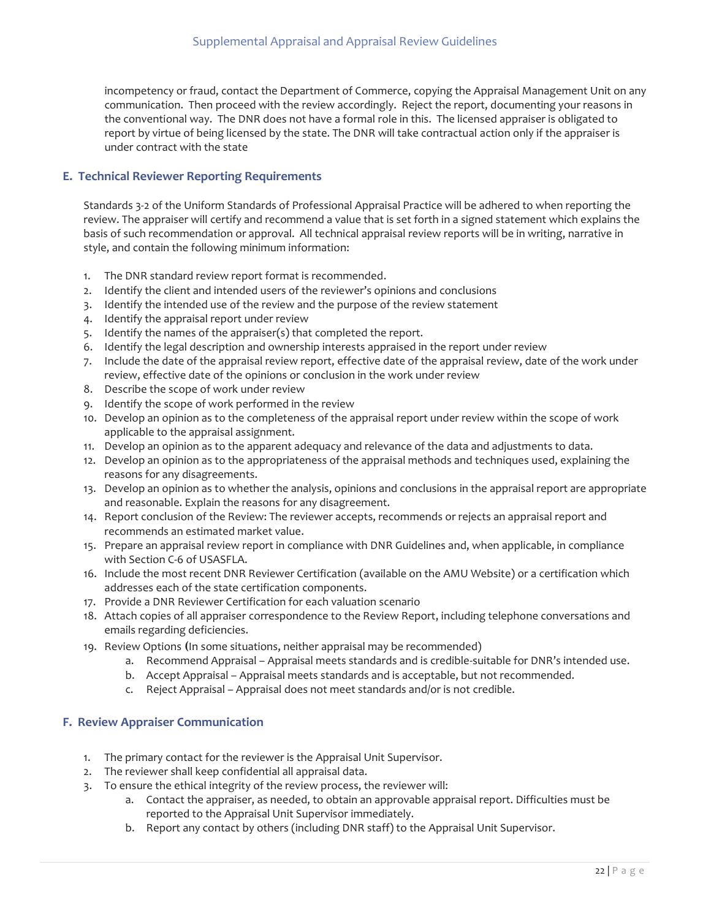incompetency or fraud, contact the Department of Commerce, copying the Appraisal Management Unit on any communication. Then proceed with the review accordingly. Reject the report, documenting your reasons in the conventional way. The DNR does not have a formal role in this. The licensed appraiser is obligated to report by virtue of being licensed by the state. The DNR will take contractual action only if the appraiser is under contract with the state

## E. Technical Reviewer Reporting Requirements

Standards 3-2 of the Uniform Standards of Professional Appraisal Practice will be adhered to when reporting the review. The appraiser will certify and recommend a value that is set forth in a signed statement which explains the basis of such recommendation or approval. All technical appraisal review reports will be in writing, narrative in style, and contain the following minimum information:

1. The DNR standard review report format is recommended.
2. Identify the client and intended users of the reviewer's opinions and conclusions
3. Identify the intended use of the review and the purpose of the review statement
4. Identify the appraisal report under review
5. Identify the names of the appraiser(s) that completed the report.
6. Identify the legal description and ownership interests appraised in the report under review
7. Include the date of the appraisal review report, effective date of the appraisal review, date of the work under review, effective date of the opinions or conclusion in the work under review
8. Describe the scope of work under review
9. Identify the scope of work performed in the review
10. Develop an opinion as to the completeness of the appraisal report under review within the scope of work applicable to the appraisal assignment.
11. Develop an opinion as to the apparent adequacy and relevance of the data and adjustments to data.
12. Develop an opinion as to the appropriateness of the appraisal methods and techniques used, explaining the reasons for any disagreements.
13. Develop an opinion as to whether the analysis, opinions and conclusions in the appraisal report are appropriate and reasonable. Explain the reasons for any disagreement.
14. Report conclusion of the Review: The reviewer accepts, recommends or rejects an appraisal report and recommends an estimated market value.
15. Prepare an appraisal review report in compliance with DNR Guidelines and, when applicable, in compliance with Section C-6 of USASFLA.
16. Include the most recent DNR Reviewer Certification (available on the AMU Website) or a certification which addresses each of the state certification components.
17. Provide a DNR Reviewer Certification for each valuation scenario
18. Attach copies of all appraiser correspondence to the Review Report, including telephone conversations and emails regarding deficiencies.
19. Review Options **(**In some situations, neither appraisal may be recommended)
    a. Recommend Appraisal – Appraisal meets standards and is credible-suitable for DNR's intended use.
    b. Accept Appraisal – Appraisal meets standards and is acceptable, but not recommended.
    c. Reject Appraisal – Appraisal does not meet standards and/or is not credible.

## F. Review Appraiser Communication

1. The primary contact for the reviewer is the Appraisal Unit Supervisor.
2. The reviewer shall keep confidential all appraisal data.
3. To ensure the ethical integrity of the review process, the reviewer will:
    a. Contact the appraiser, as needed, to obtain an approvable appraisal report. Difficulties must be reported to the Appraisal Unit Supervisor immediately.
    b. Report any contact by others (including DNR staff) to the Appraisal Unit Supervisor.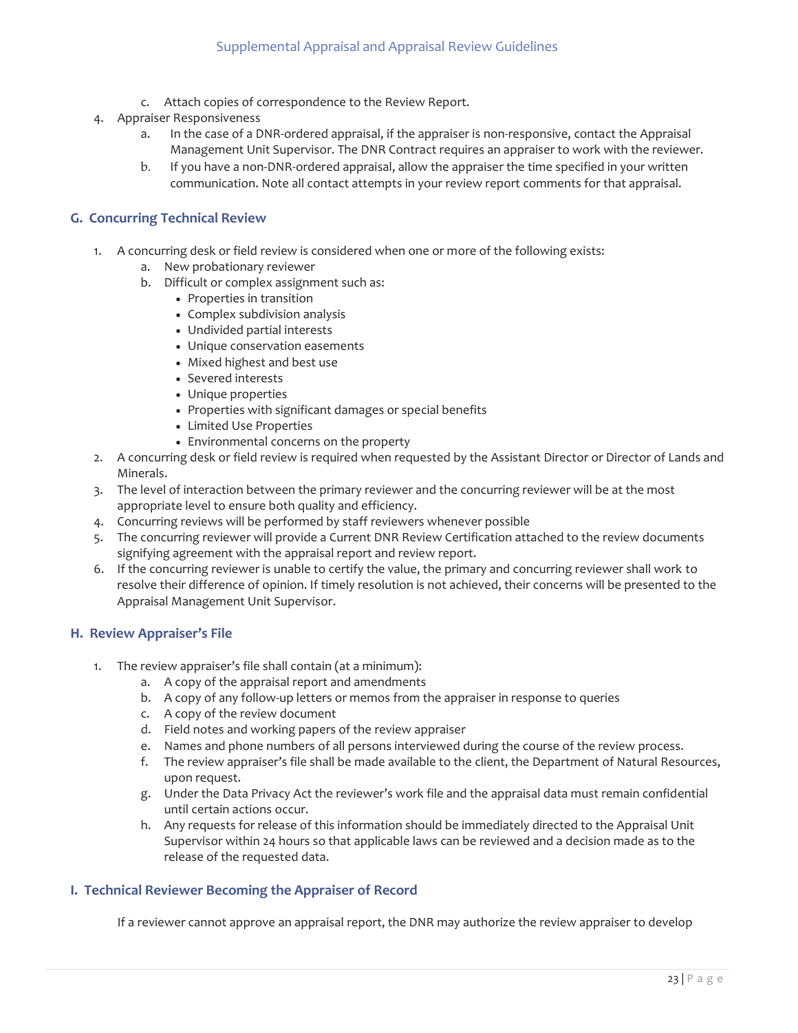c. Attach copies of correspondence to the Review Report.

4. Appraiser Responsiveness
    a. In the case of a DNR-ordered appraisal, if the appraiser is non-responsive, contact the Appraisal Management Unit Supervisor. The DNR Contract requires an appraiser to work with the reviewer.
    b. If you have a non-DNR-ordered appraisal, allow the appraiser the time specified in your written communication. Note all contact attempts in your review report comments for that appraisal.

### G. Concurring Technical Review

1. A concurring desk or field review is considered when one or more of the following exists:
    a. New probationary reviewer
    b. Difficult or complex assignment such as:
        - Properties in transition
        - Complex subdivision analysis
        - Undivided partial interests
        - Unique conservation easements
        - Mixed highest and best use
        - Severed interests
        - Unique properties
        - Properties with significant damages or special benefits
        - Limited Use Properties
        - Environmental concerns on the property
2. A concurring desk or field review is required when requested by the Assistant Director or Director of Lands and Minerals.
3. The level of interaction between the primary reviewer and the concurring reviewer will be at the most appropriate level to ensure both quality and efficiency.
4. Concurring reviews will be performed by staff reviewers whenever possible
5. The concurring reviewer will provide a Current DNR Review Certification attached to the review documents signifying agreement with the appraisal report and review report.
6. If the concurring reviewer is unable to certify the value, the primary and concurring reviewer shall work to resolve their difference of opinion. If timely resolution is not achieved, their concerns will be presented to the Appraisal Management Unit Supervisor.

### H. Review Appraiser's File

1. The review appraiser's file shall contain (at a minimum):
    a. A copy of the appraisal report and amendments
    b. A copy of any follow-up letters or memos from the appraiser in response to queries
    c. A copy of the review document
    d. Field notes and working papers of the review appraiser
    e. Names and phone numbers of all persons interviewed during the course of the review process.
    f. The review appraiser's file shall be made available to the client, the Department of Natural Resources, upon request.
    g. Under the Data Privacy Act the reviewer's work file and the appraisal data must remain confidential until certain actions occur.
    h. Any requests for release of this information should be immediately directed to the Appraisal Unit Supervisor within 24 hours so that applicable laws can be reviewed and a decision made as to the release of the requested data.

### I. Technical Reviewer Becoming the Appraiser of Record

If a reviewer cannot approve an appraisal report, the DNR may authorize the review appraiser to develop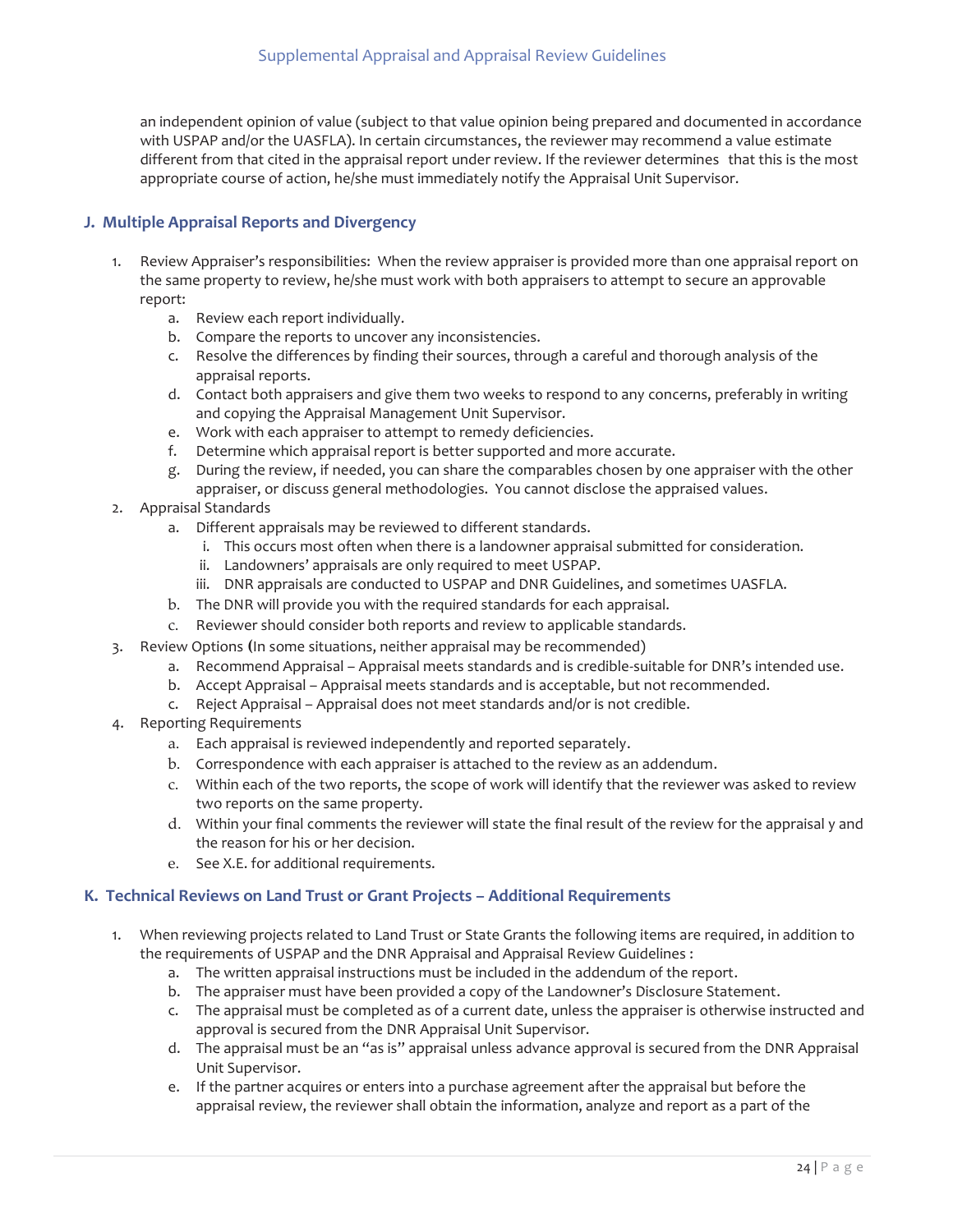an independent opinion of value (subject to that value opinion being prepared and documented in accordance with USPAP and/or the UASFLA). In certain circumstances, the reviewer may recommend a value estimate different from that cited in the appraisal report under review. If the reviewer determines that this is the most appropriate course of action, he/she must immediately notify the Appraisal Unit Supervisor.

### J. Multiple Appraisal Reports and Divergency

1. Review Appraiser's responsibilities: When the review appraiser is provided more than one appraisal report on the same property to review, he/she must work with both appraisers to attempt to secure an approvable report:
   a. Review each report individually.
   b. Compare the reports to uncover any inconsistencies.
   c. Resolve the differences by finding their sources, through a careful and thorough analysis of the appraisal reports.
   d. Contact both appraisers and give them two weeks to respond to any concerns, preferably in writing and copying the Appraisal Management Unit Supervisor.
   e. Work with each appraiser to attempt to remedy deficiencies.
   f. Determine which appraisal report is better supported and more accurate.
   g. During the review, if needed, you can share the comparables chosen by one appraiser with the other appraiser, or discuss general methodologies. You cannot disclose the appraised values.
2. Appraisal Standards
   a. Different appraisals may be reviewed to different standards.
      i. This occurs most often when there is a landowner appraisal submitted for consideration.
      ii. Landowners' appraisals are only required to meet USPAP.
      iii. DNR appraisals are conducted to USPAP and DNR Guidelines, and sometimes UASFLA.
   b. The DNR will provide you with the required standards for each appraisal.
   c. Reviewer should consider both reports and review to applicable standards.
3. Review Options (In some situations, neither appraisal may be recommended)
   a. Recommend Appraisal – Appraisal meets standards and is credible-suitable for DNR's intended use.
   b. Accept Appraisal – Appraisal meets standards and is acceptable, but not recommended.
   c. Reject Appraisal – Appraisal does not meet standards and/or is not credible.
4. Reporting Requirements
   a. Each appraisal is reviewed independently and reported separately.
   b. Correspondence with each appraiser is attached to the review as an addendum.
   c. Within each of the two reports, the scope of work will identify that the reviewer was asked to review two reports on the same property.
   d. Within your final comments the reviewer will state the final result of the review for the appraisal y and the reason for his or her decision.
   e. See X.E. for additional requirements.

### K. Technical Reviews on Land Trust or Grant Projects – Additional Requirements

1. When reviewing projects related to Land Trust or State Grants the following items are required, in addition to the requirements of USPAP and the DNR Appraisal and Appraisal Review Guidelines :
   a. The written appraisal instructions must be included in the addendum of the report.
   b. The appraiser must have been provided a copy of the Landowner's Disclosure Statement.
   c. The appraisal must be completed as of a current date, unless the appraiser is otherwise instructed and approval is secured from the DNR Appraisal Unit Supervisor.
   d. The appraisal must be an "as is" appraisal unless advance approval is secured from the DNR Appraisal Unit Supervisor.
   e. If the partner acquires or enters into a purchase agreement after the appraisal but before the appraisal review, the reviewer shall obtain the information, analyze and report as a part of the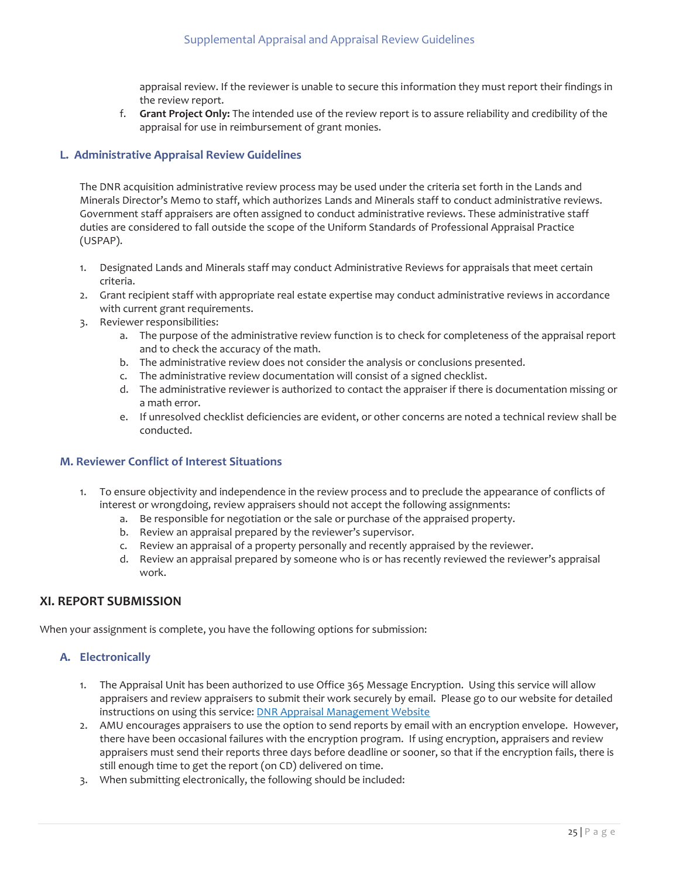appraisal review. If the reviewer is unable to secure this information they must report their findings in the review report.

f. **Grant Project Only:** The intended use of the review report is to assure reliability and credibility of the appraisal for use in reimbursement of grant monies.

### L. Administrative Appraisal Review Guidelines

The DNR acquisition administrative review process may be used under the criteria set forth in the Lands and Minerals Director's Memo to staff, which authorizes Lands and Minerals staff to conduct administrative reviews. Government staff appraisers are often assigned to conduct administrative reviews. These administrative staff duties are considered to fall outside the scope of the Uniform Standards of Professional Appraisal Practice (USPAP).

1. Designated Lands and Minerals staff may conduct Administrative Reviews for appraisals that meet certain criteria.
2. Grant recipient staff with appropriate real estate expertise may conduct administrative reviews in accordance with current grant requirements.
3. Reviewer responsibilities:
    a. The purpose of the administrative review function is to check for completeness of the appraisal report and to check the accuracy of the math.
    b. The administrative review does not consider the analysis or conclusions presented.
    c. The administrative review documentation will consist of a signed checklist.
    d. The administrative reviewer is authorized to contact the appraiser if there is documentation missing or a math error.
    e. If unresolved checklist deficiencies are evident, or other concerns are noted a technical review shall be conducted.

### M. Reviewer Conflict of Interest Situations

1. To ensure objectivity and independence in the review process and to preclude the appearance of conflicts of interest or wrongdoing, review appraisers should not accept the following assignments:
    a. Be responsible for negotiation or the sale or purchase of the appraised property.
    b. Review an appraisal prepared by the reviewer's supervisor.
    c. Review an appraisal of a property personally and recently appraised by the reviewer.
    d. Review an appraisal prepared by someone who is or has recently reviewed the reviewer's appraisal work.

## XI. REPORT SUBMISSION

When your assignment is complete, you have the following options for submission:

### A. Electronically

1. The Appraisal Unit has been authorized to use Office 365 Message Encryption. Using this service will allow appraisers and review appraisers to submit their work securely by email. Please go to our website for detailed instructions on using this service: [DNR Appraisal Management Website]
2. AMU encourages appraisers to use the option to send reports by email with an encryption envelope. However, there have been occasional failures with the encryption program. If using encryption, appraisers and review appraisers must send their reports three days before deadline or sooner, so that if the encryption fails, there is still enough time to get the report (on CD) delivered on time.
3. When submitting electronically, the following should be included: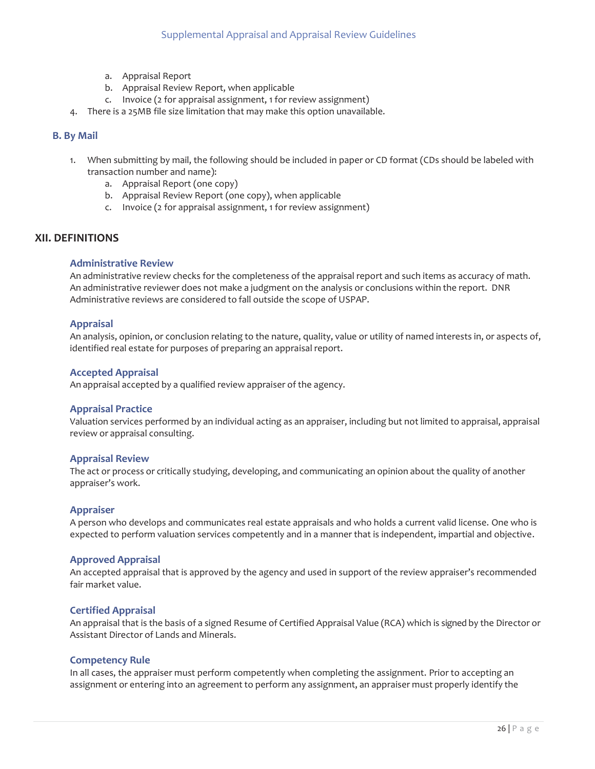a. Appraisal Report
   b. Appraisal Review Report, when applicable
   c. Invoice (2 for appraisal assignment, 1 for review assignment)
4. There is a 25MB file size limitation that may make this option unavailable.

### B. By Mail

1. When submitting by mail, the following should be included in paper or CD format (CDs should be labeled with transaction number and name):
   a. Appraisal Report (one copy)
   b. Appraisal Review Report (one copy), when applicable
   c. Invoice (2 for appraisal assignment, 1 for review assignment)

## XII. DEFINITIONS

### Administrative Review

An administrative review checks for the completeness of the appraisal report and such items as accuracy of math. An administrative reviewer does not make a judgment on the analysis or conclusions within the report. DNR Administrative reviews are considered to fall outside the scope of USPAP.

### Appraisal

An analysis, opinion, or conclusion relating to the nature, quality, value or utility of named interests in, or aspects of, identified real estate for purposes of preparing an appraisal report.

### Accepted Appraisal

An appraisal accepted by a qualified review appraiser of the agency.

### Appraisal Practice

Valuation services performed by an individual acting as an appraiser, including but not limited to appraisal, appraisal review or appraisal consulting.

### Appraisal Review

The act or process or critically studying, developing, and communicating an opinion about the quality of another appraiser's work.

### Appraiser

A person who develops and communicates real estate appraisals and who holds a current valid license. One who is expected to perform valuation services competently and in a manner that is independent, impartial and objective.

### Approved Appraisal

An accepted appraisal that is approved by the agency and used in support of the review appraiser's recommended fair market value.

### Certified Appraisal

An appraisal that is the basis of a signed Resume of Certified Appraisal Value (RCA) which is signed by the Director or Assistant Director of Lands and Minerals.

### Competency Rule

In all cases, the appraiser must perform competently when completing the assignment. Prior to accepting an assignment or entering into an agreement to perform any assignment, an appraiser must properly identify the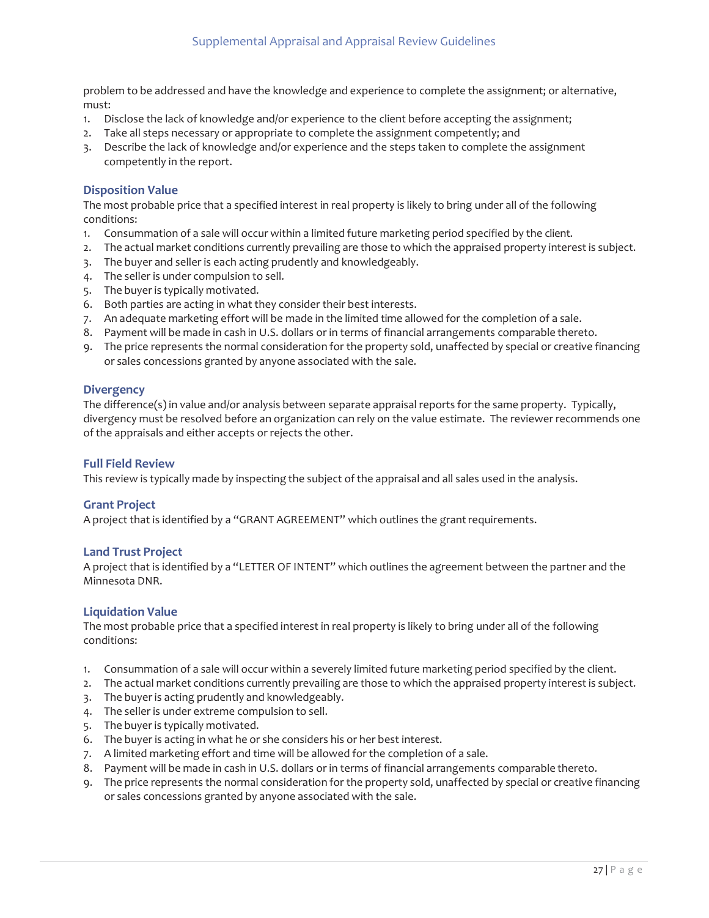problem to be addressed and have the knowledge and experience to complete the assignment; or alternative, must:

1. Disclose the lack of knowledge and/or experience to the client before accepting the assignment;
2. Take all steps necessary or appropriate to complete the assignment competently; and
3. Describe the lack of knowledge and/or experience and the steps taken to complete the assignment competently in the report.

### Disposition Value

The most probable price that a specified interest in real property is likely to bring under all of the following conditions:

1. Consummation of a sale will occur within a limited future marketing period specified by the client.
2. The actual market conditions currently prevailing are those to which the appraised property interest is subject.
3. The buyer and seller is each acting prudently and knowledgeably.
4. The seller is under compulsion to sell.
5. The buyer is typically motivated.
6. Both parties are acting in what they consider their best interests.
7. An adequate marketing effort will be made in the limited time allowed for the completion of a sale.
8. Payment will be made in cash in U.S. dollars or in terms of financial arrangements comparable thereto.
9. The price represents the normal consideration for the property sold, unaffected by special or creative financing or sales concessions granted by anyone associated with the sale.

### Divergency

The difference(s) in value and/or analysis between separate appraisal reports for the same property. Typically, divergency must be resolved before an organization can rely on the value estimate. The reviewer recommends one of the appraisals and either accepts or rejects the other.

### Full Field Review

This review is typically made by inspecting the subject of the appraisal and all sales used in the analysis.

### Grant Project

A project that is identified by a "GRANT AGREEMENT" which outlines the grant requirements.

### Land Trust Project

A project that is identified by a "LETTER OF INTENT" which outlines the agreement between the partner and the Minnesota DNR.

### Liquidation Value

The most probable price that a specified interest in real property is likely to bring under all of the following conditions:

1. Consummation of a sale will occur within a severely limited future marketing period specified by the client.
2. The actual market conditions currently prevailing are those to which the appraised property interest is subject.
3. The buyer is acting prudently and knowledgeably.
4. The seller is under extreme compulsion to sell.
5. The buyer is typically motivated.
6. The buyer is acting in what he or she considers his or her best interest.
7. A limited marketing effort and time will be allowed for the completion of a sale.
8. Payment will be made in cash in U.S. dollars or in terms of financial arrangements comparable thereto.
9. The price represents the normal consideration for the property sold, unaffected by special or creative financing or sales concessions granted by anyone associated with the sale.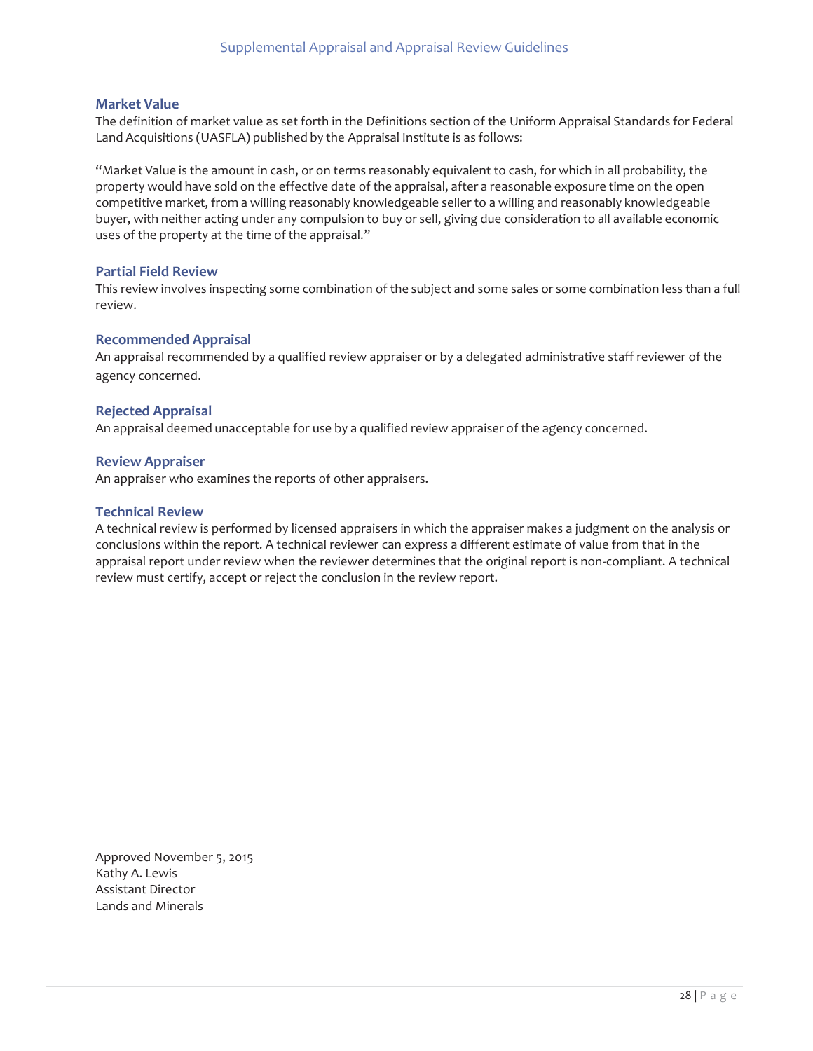### Market Value

The definition of market value as set forth in the Definitions section of the Uniform Appraisal Standards for Federal Land Acquisitions (UASFLA) published by the Appraisal Institute is as follows:

"Market Value is the amount in cash, or on terms reasonably equivalent to cash, for which in all probability, the property would have sold on the effective date of the appraisal, after a reasonable exposure time on the open competitive market, from a willing reasonably knowledgeable seller to a willing and reasonably knowledgeable buyer, with neither acting under any compulsion to buy or sell, giving due consideration to all available economic uses of the property at the time of the appraisal."

### Partial Field Review

This review involves inspecting some combination of the subject and some sales or some combination less than a full review.

### Recommended Appraisal

An appraisal recommended by a qualified review appraiser or by a delegated administrative staff reviewer of the agency concerned.

### Rejected Appraisal

An appraisal deemed unacceptable for use by a qualified review appraiser of the agency concerned.

### Review Appraiser

An appraiser who examines the reports of other appraisers.

### Technical Review

A technical review is performed by licensed appraisers in which the appraiser makes a judgment on the analysis or conclusions within the report. A technical reviewer can express a different estimate of value from that in the appraisal report under review when the reviewer determines that the original report is non-compliant. A technical review must certify, accept or reject the conclusion in the review report.

Approved November 5, 2015
Kathy A. Lewis
Assistant Director
Lands and Minerals